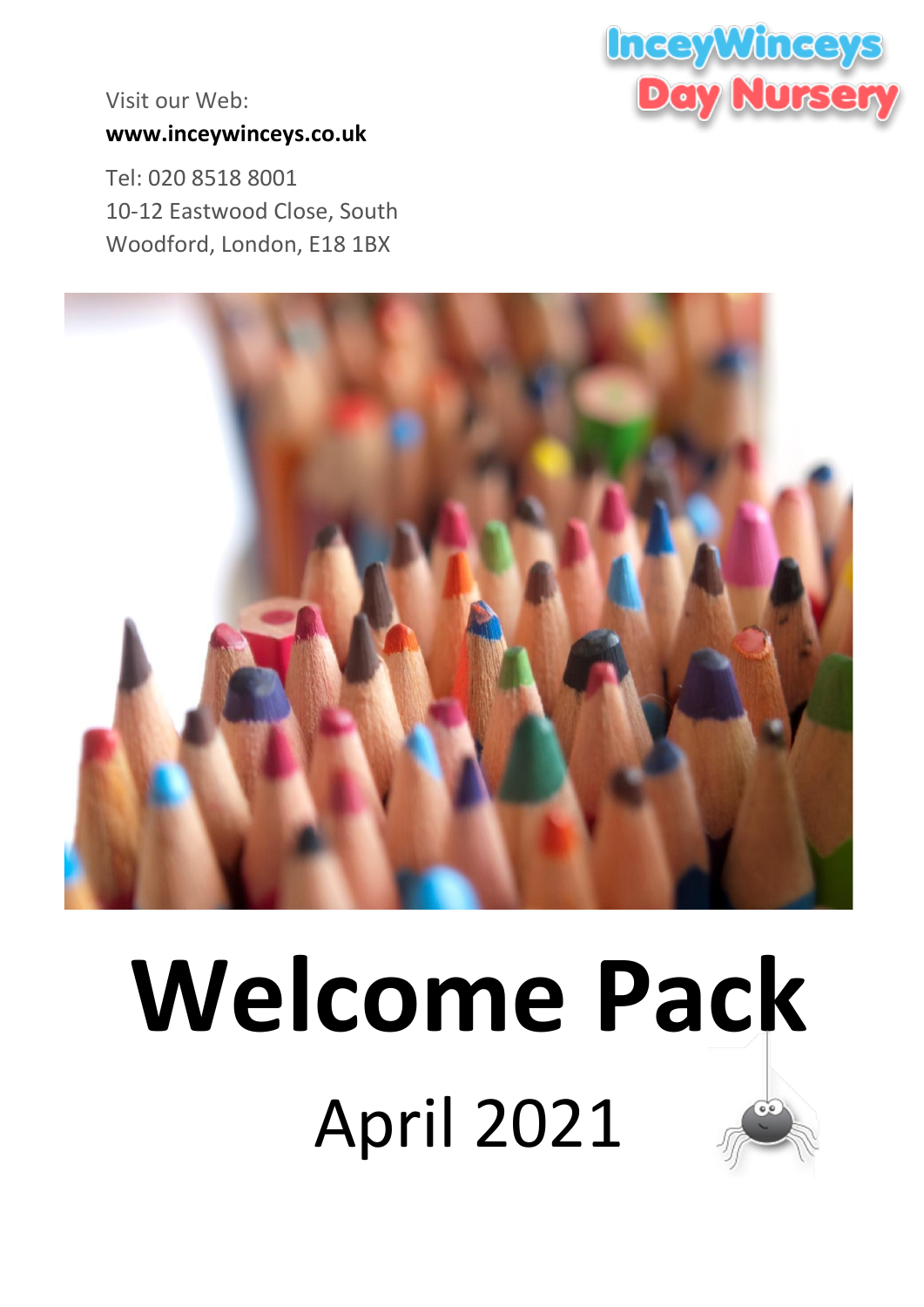InceyWinceys Day Nursery

Visit our Web:

**www.inceywinceys.co.uk**

Tel: 020 8518 8001
10-12 Eastwood Close, South Woodford, London, E18 1BX

# Welcome Pack

## April 2021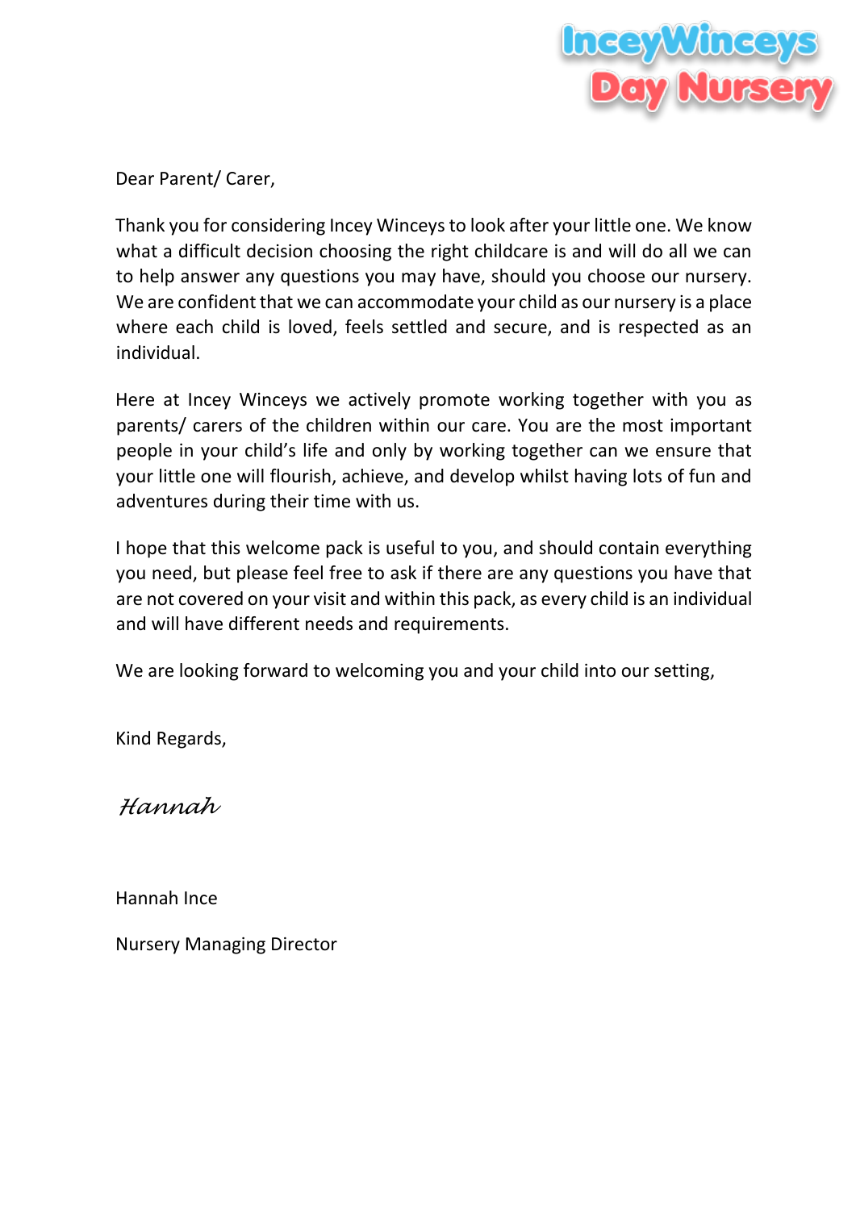IncyWinceys Day Nursery

Dear Parent/ Carer,

Thank you for considering Incey Winceys to look after your little one. We know what a difficult decision choosing the right childcare is and will do all we can to help answer any questions you may have, should you choose our nursery. We are confident that we can accommodate your child as our nursery is a place where each child is loved, feels settled and secure, and is respected as an individual.

Here at Incey Winceys we actively promote working together with you as parents/ carers of the children within our care. You are the most important people in your child's life and only by working together can we ensure that your little one will flourish, achieve, and develop whilst having lots of fun and adventures during their time with us.

I hope that this welcome pack is useful to you, and should contain everything you need, but please feel free to ask if there are any questions you have that are not covered on your visit and within this pack, as every child is an individual and will have different needs and requirements.

We are looking forward to welcoming you and your child into our setting,

Kind Regards,

*Hannah*

Hannah Ince

Nursery Managing Director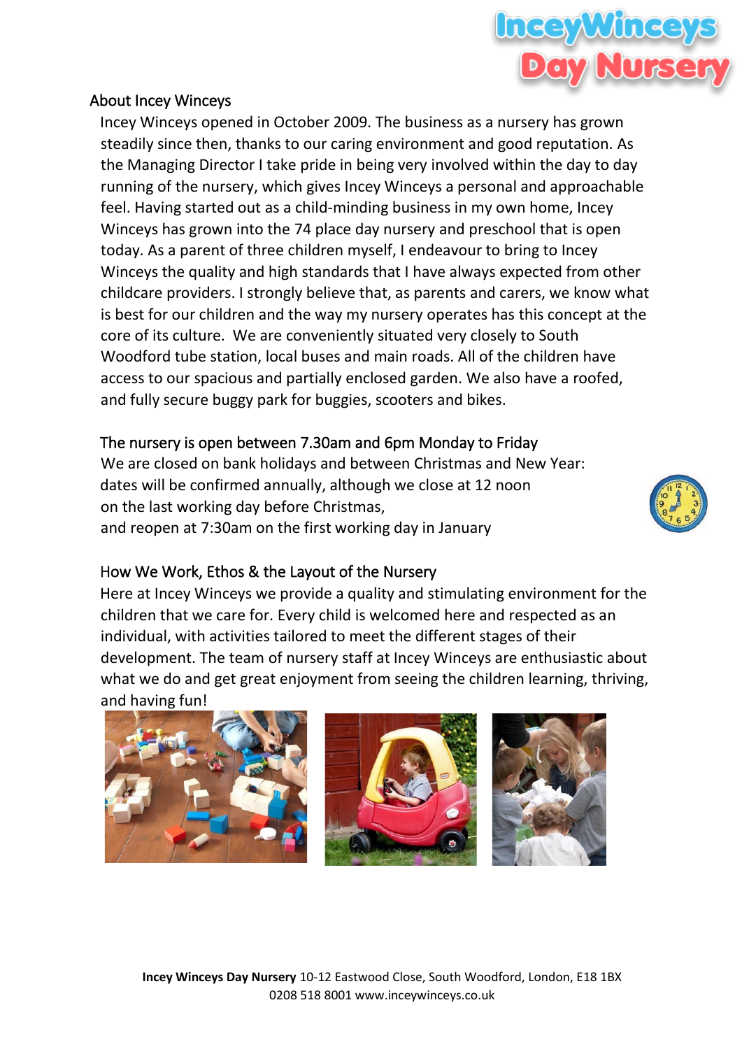## About Incey Winceys

Incey Winceys opened in October 2009. The business as a nursery has grown steadily since then, thanks to our caring environment and good reputation. As the Managing Director I take pride in being very involved within the day to day running of the nursery, which gives Incey Winceys a personal and approachable feel. Having started out as a child-minding business in my own home, Incey Winceys has grown into the 74 place day nursery and preschool that is open today. As a parent of three children myself, I endeavour to bring to Incey Winceys the quality and high standards that I have always expected from other childcare providers. I strongly believe that, as parents and carers, we know what is best for our children and the way my nursery operates has this concept at the core of its culture. We are conveniently situated very closely to South Woodford tube station, local buses and main roads. All of the children have access to our spacious and partially enclosed garden. We also have a roofed, and fully secure buggy park for buggies, scooters and bikes.

## The nursery is open between 7.30am and 6pm Monday to Friday

We are closed on bank holidays and between Christmas and New Year: dates will be confirmed annually, although we close at 12 noon on the last working day before Christmas, and reopen at 7:30am on the first working day in January

## How We Work, Ethos & the Layout of the Nursery

Here at Incey Winceys we provide a quality and stimulating environment for the children that we care for. Every child is welcomed here and respected as an individual, with activities tailored to meet the different stages of their development. The team of nursery staff at Incey Winceys are enthusiastic about what we do and get great enjoyment from seeing the children learning, thriving, and having fun!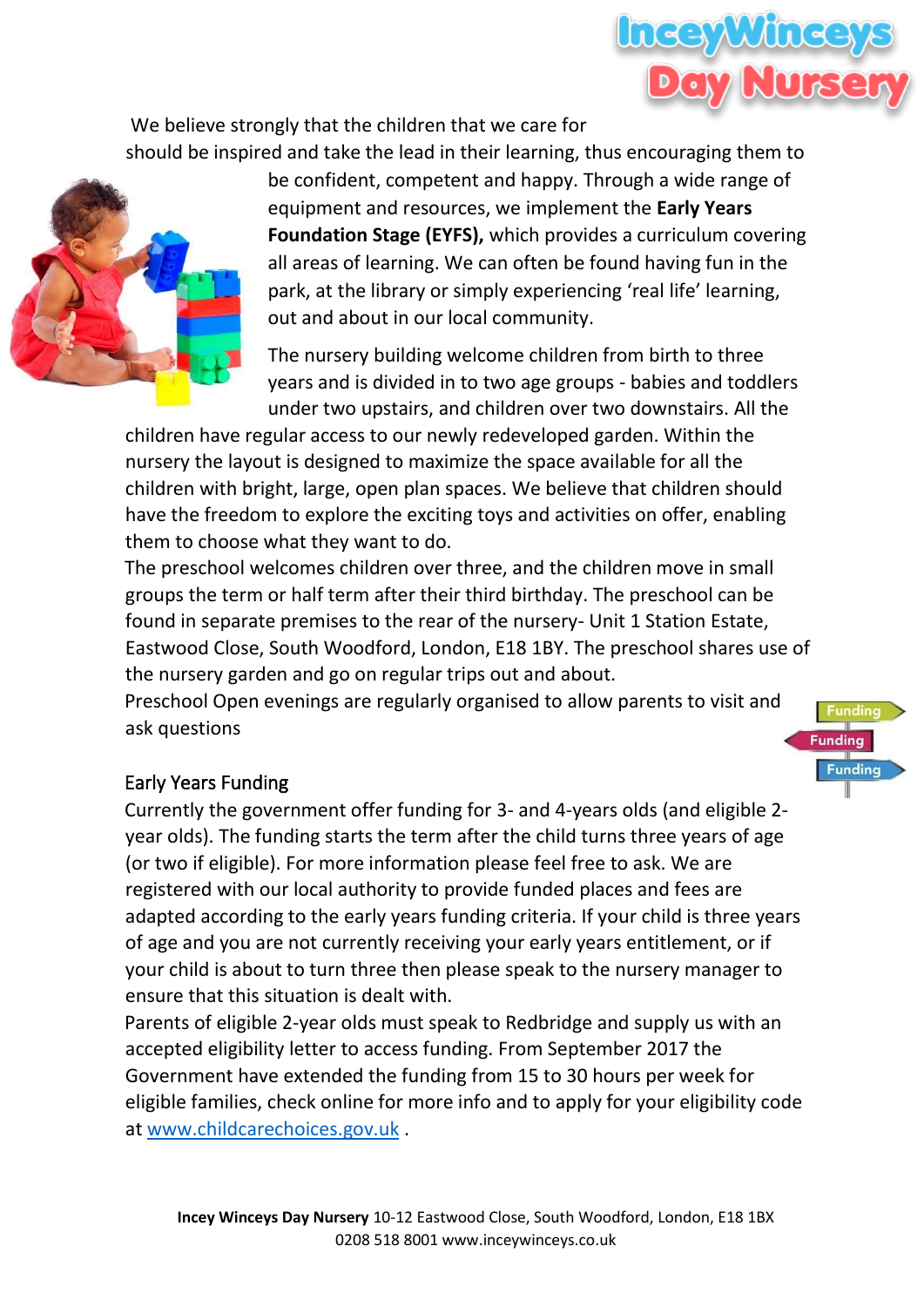We believe strongly that the children that we care for should be inspired and take the lead in their learning, thus encouraging them to be confident, competent and happy. Through a wide range of equipment and resources, we implement the **Early Years Foundation Stage (EYFS),** which provides a curriculum covering all areas of learning. We can often be found having fun in the park, at the library or simply experiencing 'real life' learning, out and about in our local community.

The nursery building welcome children from birth to three years and is divided in to two age groups - babies and toddlers under two upstairs, and children over two downstairs. All the children have regular access to our newly redeveloped garden. Within the nursery the layout is designed to maximize the space available for all the children with bright, large, open plan spaces. We believe that children should have the freedom to explore the exciting toys and activities on offer, enabling them to choose what they want to do.

The preschool welcomes children over three, and the children move in small groups the term or half term after their third birthday. The preschool can be found in separate premises to the rear of the nursery- Unit 1 Station Estate, Eastwood Close, South Woodford, London, E18 1BY. The preschool shares use of the nursery garden and go on regular trips out and about.

Preschool Open evenings are regularly organised to allow parents to visit and ask questions

## Early Years Funding

Currently the government offer funding for 3- and 4-years olds (and eligible 2-year olds). The funding starts the term after the child turns three years of age (or two if eligible). For more information please feel free to ask. We are registered with our local authority to provide funded places and fees are adapted according to the early years funding criteria. If your child is three years of age and you are not currently receiving your early years entitlement, or if your child is about to turn three then please speak to the nursery manager to ensure that this situation is dealt with.

Parents of eligible 2-year olds must speak to Redbridge and supply us with an accepted eligibility letter to access funding. From September 2017 the Government have extended the funding from 15 to 30 hours per week for eligible families, check online for more info and to apply for your eligibility code at www.childcarechoices.gov.uk .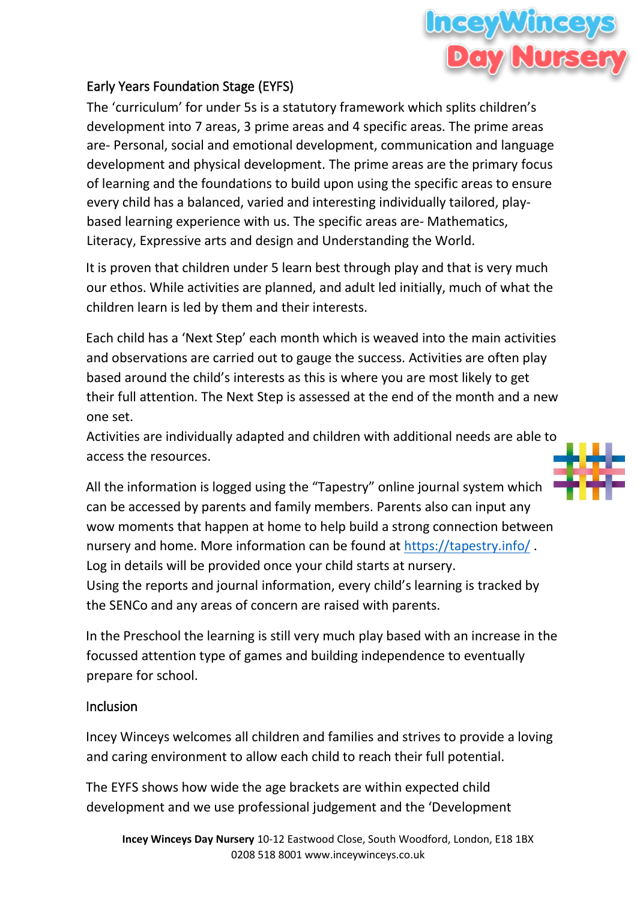## Early Years Foundation Stage (EYFS)

The 'curriculum' for under 5s is a statutory framework which splits children's development into 7 areas, 3 prime areas and 4 specific areas. The prime areas are- Personal, social and emotional development, communication and language development and physical development. The prime areas are the primary focus of learning and the foundations to build upon using the specific areas to ensure every child has a balanced, varied and interesting individually tailored, play-based learning experience with us. The specific areas are- Mathematics, Literacy, Expressive arts and design and Understanding the World.

It is proven that children under 5 learn best through play and that is very much our ethos. While activities are planned, and adult led initially, much of what the children learn is led by them and their interests.

Each child has a 'Next Step' each month which is weaved into the main activities and observations are carried out to gauge the success. Activities are often play based around the child's interests as this is where you are most likely to get their full attention. The Next Step is assessed at the end of the month and a new one set.

Activities are individually adapted and children with additional needs are able to access the resources.

All the information is logged using the "Tapestry" online journal system which can be accessed by parents and family members. Parents also can input any wow moments that happen at home to help build a strong connection between nursery and home. More information can be found at https://tapestry.info/ . Log in details will be provided once your child starts at nursery.

Using the reports and journal information, every child's learning is tracked by the SENCo and any areas of concern are raised with parents.

In the Preschool the learning is still very much play based with an increase in the focussed attention type of games and building independence to eventually prepare for school.

## Inclusion

Incey Winceys welcomes all children and families and strives to provide a loving and caring environment to allow each child to reach their full potential.

The EYFS shows how wide the age brackets are within expected child development and we use professional judgement and the 'Development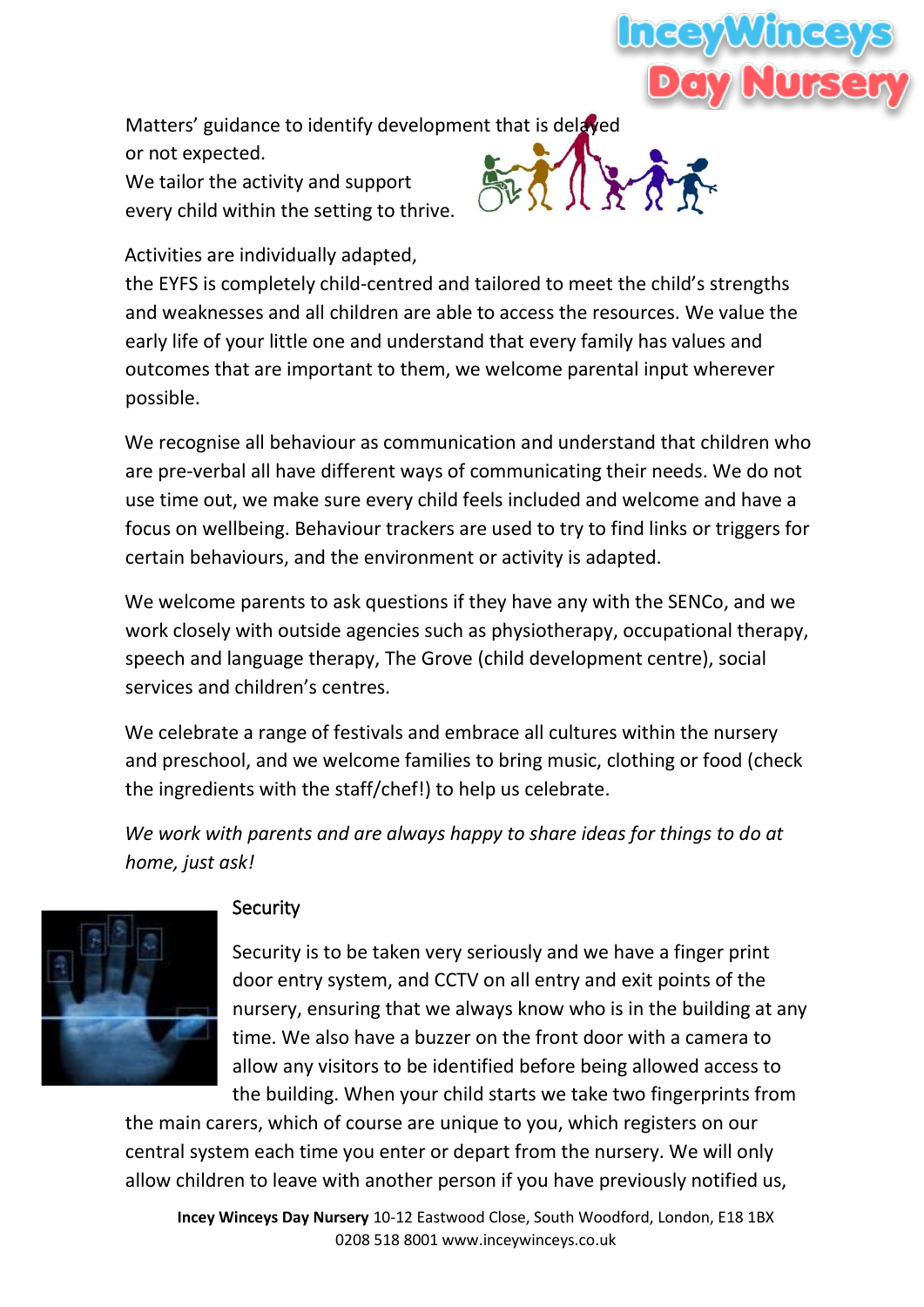Matters' guidance to identify development that is delayed or not expected.
We tailor the activity and support every child within the setting to thrive.

Activities are individually adapted,
the EYFS is completely child-centred and tailored to meet the child's strengths and weaknesses and all children are able to access the resources. We value the early life of your little one and understand that every family has values and outcomes that are important to them, we welcome parental input wherever possible.

We recognise all behaviour as communication and understand that children who are pre-verbal all have different ways of communicating their needs. We do not use time out, we make sure every child feels included and welcome and have a focus on wellbeing. Behaviour trackers are used to try to find links or triggers for certain behaviours, and the environment or activity is adapted.

We welcome parents to ask questions if they have any with the SENCo, and we work closely with outside agencies such as physiotherapy, occupational therapy, speech and language therapy, The Grove (child development centre), social services and children's centres.

We celebrate a range of festivals and embrace all cultures within the nursery and preschool, and we welcome families to bring music, clothing or food (check the ingredients with the staff/chef!) to help us celebrate.

*We work with parents and are always happy to share ideas for things to do at home, just ask!*

## Security

Security is to be taken very seriously and we have a finger print door entry system, and CCTV on all entry and exit points of the nursery, ensuring that we always know who is in the building at any time. We also have a buzzer on the front door with a camera to allow any visitors to be identified before being allowed access to the building. When your child starts we take two fingerprints from the main carers, which of course are unique to you, which registers on our central system each time you enter or depart from the nursery. We will only allow children to leave with another person if you have previously notified us,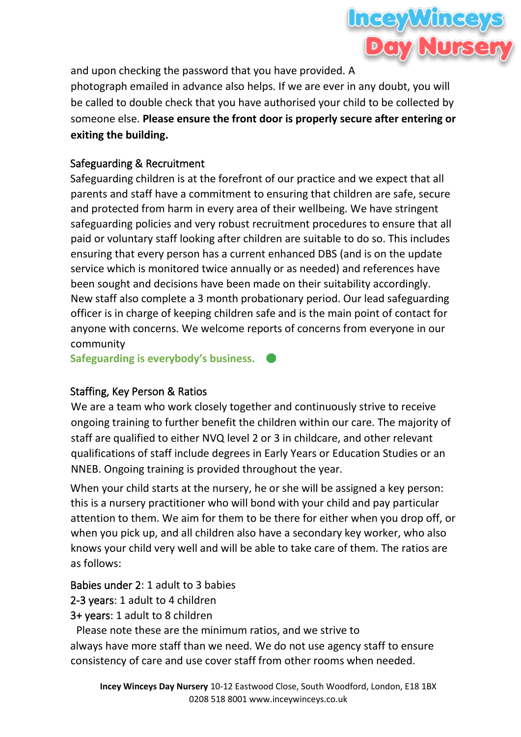and upon checking the password that you have provided. A photograph emailed in advance also helps. If we are ever in any doubt, you will be called to double check that you have authorised your child to be collected by someone else. **Please ensure the front door is properly secure after entering or exiting the building.**

## Safeguarding & Recruitment

Safeguarding children is at the forefront of our practice and we expect that all parents and staff have a commitment to ensuring that children are safe, secure and protected from harm in every area of their wellbeing. We have stringent safeguarding policies and very robust recruitment procedures to ensure that all paid or voluntary staff looking after children are suitable to do so. This includes ensuring that every person has a current enhanced DBS (and is on the update service which is monitored twice annually or as needed) and references have been sought and decisions have been made on their suitability accordingly. New staff also complete a 3 month probationary period. Our lead safeguarding officer is in charge of keeping children safe and is the main point of contact for anyone with concerns. We welcome reports of concerns from everyone in our community

**Safeguarding is everybody's business.**

## Staffing, Key Person & Ratios

We are a team who work closely together and continuously strive to receive ongoing training to further benefit the children within our care. The majority of staff are qualified to either NVQ level 2 or 3 in childcare, and other relevant qualifications of staff include degrees in Early Years or Education Studies or an NNEB. Ongoing training is provided throughout the year.

When your child starts at the nursery, he or she will be assigned a key person: this is a nursery practitioner who will bond with your child and pay particular attention to them. We aim for them to be there for either when you drop off, or when you pick up, and all children also have a secondary key worker, who also knows your child very well and will be able to take care of them. The ratios are as follows:

Babies under 2: 1 adult to 3 babies
2-3 years: 1 adult to 4 children
3+ years: 1 adult to 8 children

Please note these are the minimum ratios, and we strive to always have more staff than we need. We do not use agency staff to ensure consistency of care and use cover staff from other rooms when needed.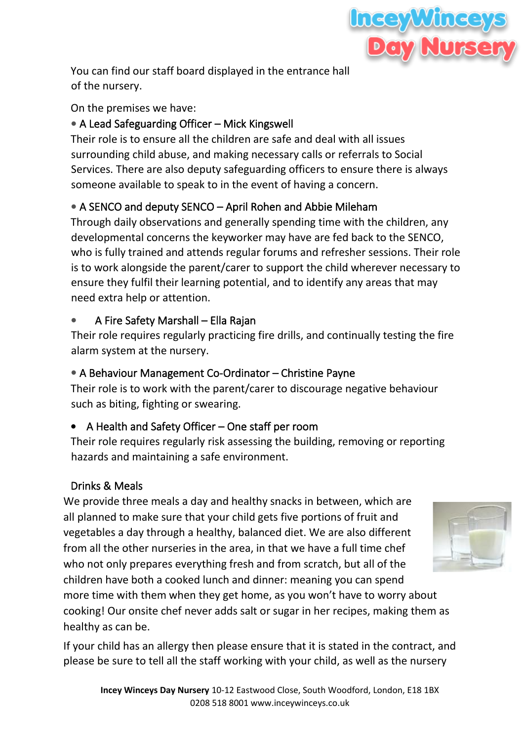You can find our staff board displayed in the entrance hall of the nursery.

On the premises we have:

- A Lead Safeguarding Officer – Mick Kingswell

Their role is to ensure all the children are safe and deal with all issues surrounding child abuse, and making necessary calls or referrals to Social Services. There are also deputy safeguarding officers to ensure there is always someone available to speak to in the event of having a concern.

- A SENCO and deputy SENCO – April Rohen and Abbie Mileham

Through daily observations and generally spending time with the children, any developmental concerns the keyworker may have are fed back to the SENCO, who is fully trained and attends regular forums and refresher sessions. Their role is to work alongside the parent/carer to support the child wherever necessary to ensure they fulfil their learning potential, and to identify any areas that may need extra help or attention.

- A Fire Safety Marshall – Ella Rajan

Their role requires regularly practicing fire drills, and continually testing the fire alarm system at the nursery.

- A Behaviour Management Co-Ordinator – Christine Payne

Their role is to work with the parent/carer to discourage negative behaviour such as biting, fighting or swearing.

- A Health and Safety Officer – One staff per room

Their role requires regularly risk assessing the building, removing or reporting hazards and maintaining a safe environment.

## Drinks & Meals

We provide three meals a day and healthy snacks in between, which are all planned to make sure that your child gets five portions of fruit and vegetables a day through a healthy, balanced diet. We are also different from all the other nurseries in the area, in that we have a full time chef who not only prepares everything fresh and from scratch, but all of the children have both a cooked lunch and dinner: meaning you can spend more time with them when they get home, as you won't have to worry about cooking! Our onsite chef never adds salt or sugar in her recipes, making them as healthy as can be.

If your child has an allergy then please ensure that it is stated in the contract, and please be sure to tell all the staff working with your child, as well as the nursery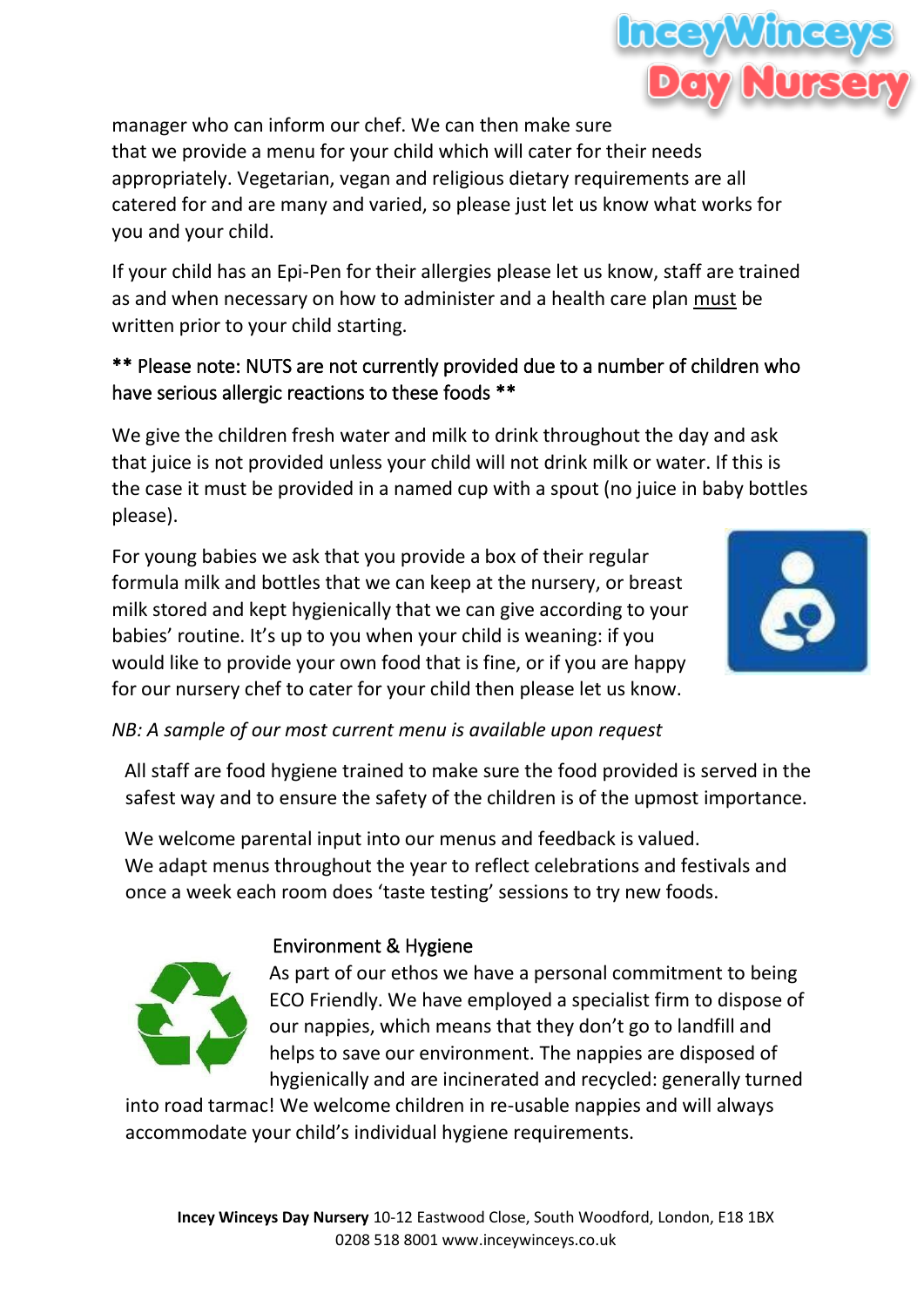manager who can inform our chef. We can then make sure that we provide a menu for your child which will cater for their needs appropriately. Vegetarian, vegan and religious dietary requirements are all catered for and are many and varied, so please just let us know what works for you and your child.

If your child has an Epi-Pen for their allergies please let us know, staff are trained as and when necessary on how to administer and a health care plan <u>must</u> be written prior to your child starting.

** Please note: NUTS are not currently provided due to a number of children who have serious allergic reactions to these foods **

We give the children fresh water and milk to drink throughout the day and ask that juice is not provided unless your child will not drink milk or water. If this is the case it must be provided in a named cup with a spout (no juice in baby bottles please).

For young babies we ask that you provide a box of their regular formula milk and bottles that we can keep at the nursery, or breast milk stored and kept hygienically that we can give according to your babies' routine. It's up to you when your child is weaning: if you would like to provide your own food that is fine, or if you are happy for our nursery chef to cater for your child then please let us know.

*NB: A sample of our most current menu is available upon request*

All staff are food hygiene trained to make sure the food provided is served in the safest way and to ensure the safety of the children is of the upmost importance.

We welcome parental input into our menus and feedback is valued. We adapt menus throughout the year to reflect celebrations and festivals and once a week each room does 'taste testing' sessions to try new foods.

## Environment & Hygiene

As part of our ethos we have a personal commitment to being ECO Friendly. We have employed a specialist firm to dispose of our nappies, which means that they don't go to landfill and helps to save our environment. The nappies are disposed of hygienically and are incinerated and recycled: generally turned into road tarmac! We welcome children in re-usable nappies and will always accommodate your child's individual hygiene requirements.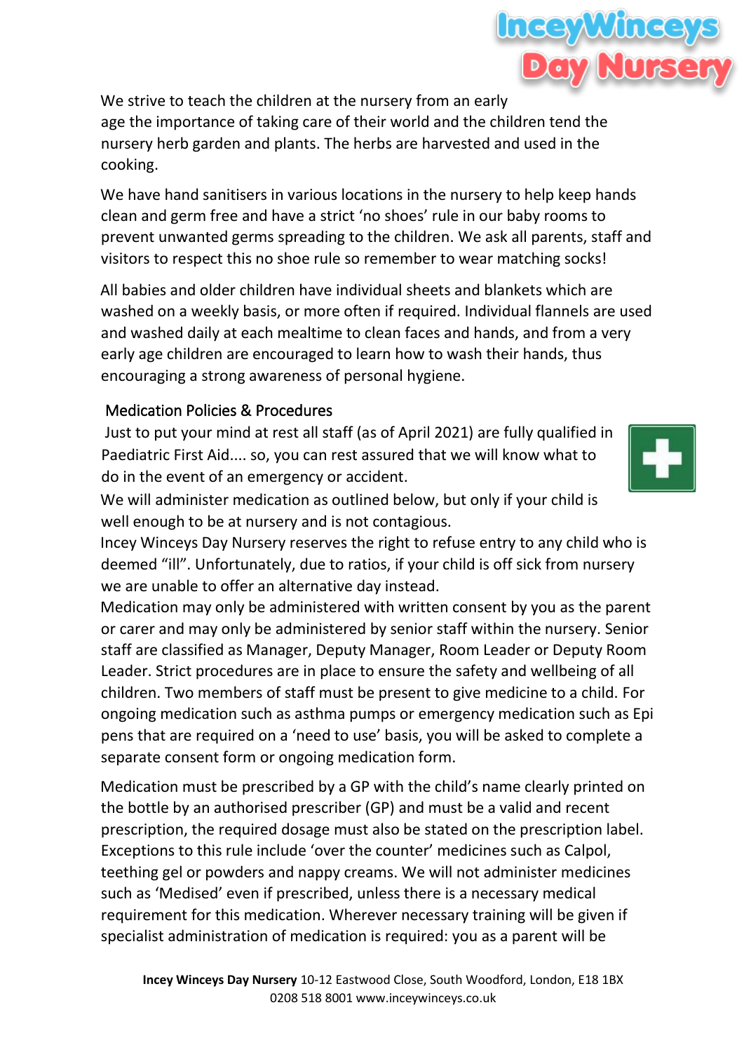We strive to teach the children at the nursery from an early age the importance of taking care of their world and the children tend the nursery herb garden and plants. The herbs are harvested and used in the cooking.

We have hand sanitisers in various locations in the nursery to help keep hands clean and germ free and have a strict 'no shoes' rule in our baby rooms to prevent unwanted germs spreading to the children. We ask all parents, staff and visitors to respect this no shoe rule so remember to wear matching socks!

All babies and older children have individual sheets and blankets which are washed on a weekly basis, or more often if required. Individual flannels are used and washed daily at each mealtime to clean faces and hands, and from a very early age children are encouraged to learn how to wash their hands, thus encouraging a strong awareness of personal hygiene.

## Medication Policies & Procedures

Just to put your mind at rest all staff (as of April 2021) are fully qualified in Paediatric First Aid.... so, you can rest assured that we will know what to do in the event of an emergency or accident.

We will administer medication as outlined below, but only if your child is well enough to be at nursery and is not contagious.

Incey Winceys Day Nursery reserves the right to refuse entry to any child who is deemed "ill". Unfortunately, due to ratios, if your child is off sick from nursery we are unable to offer an alternative day instead.

Medication may only be administered with written consent by you as the parent or carer and may only be administered by senior staff within the nursery. Senior staff are classified as Manager, Deputy Manager, Room Leader or Deputy Room Leader. Strict procedures are in place to ensure the safety and wellbeing of all children. Two members of staff must be present to give medicine to a child. For ongoing medication such as asthma pumps or emergency medication such as Epi pens that are required on a 'need to use' basis, you will be asked to complete a separate consent form or ongoing medication form.

Medication must be prescribed by a GP with the child's name clearly printed on the bottle by an authorised prescriber (GP) and must be a valid and recent prescription, the required dosage must also be stated on the prescription label. Exceptions to this rule include 'over the counter' medicines such as Calpol, teething gel or powders and nappy creams. We will not administer medicines such as 'Medised' even if prescribed, unless there is a necessary medical requirement for this medication. Wherever necessary training will be given if specialist administration of medication is required: you as a parent will be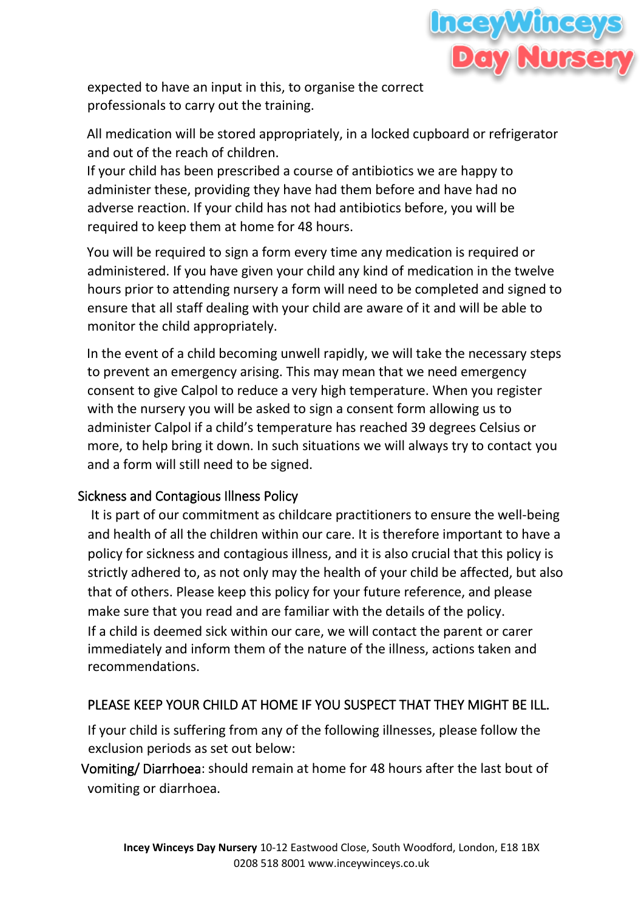expected to have an input in this, to organise the correct professionals to carry out the training.

All medication will be stored appropriately, in a locked cupboard or refrigerator and out of the reach of children.
If your child has been prescribed a course of antibiotics we are happy to administer these, providing they have had them before and have had no adverse reaction. If your child has not had antibiotics before, you will be required to keep them at home for 48 hours.

You will be required to sign a form every time any medication is required or administered. If you have given your child any kind of medication in the twelve hours prior to attending nursery a form will need to be completed and signed to ensure that all staff dealing with your child are aware of it and will be able to monitor the child appropriately.

In the event of a child becoming unwell rapidly, we will take the necessary steps to prevent an emergency arising. This may mean that we need emergency consent to give Calpol to reduce a very high temperature. When you register with the nursery you will be asked to sign a consent form allowing us to administer Calpol if a child's temperature has reached 39 degrees Celsius or more, to help bring it down. In such situations we will always try to contact you and a form will still need to be signed.

## Sickness and Contagious Illness Policy

It is part of our commitment as childcare practitioners to ensure the well-being and health of all the children within our care. It is therefore important to have a policy for sickness and contagious illness, and it is also crucial that this policy is strictly adhered to, as not only may the health of your child be affected, but also that of others. Please keep this policy for your future reference, and please make sure that you read and are familiar with the details of the policy.
If a child is deemed sick within our care, we will contact the parent or carer immediately and inform them of the nature of the illness, actions taken and recommendations.

PLEASE KEEP YOUR CHILD AT HOME IF YOU SUSPECT THAT THEY MIGHT BE ILL.

If your child is suffering from any of the following illnesses, please follow the exclusion periods as set out below:

Vomiting/ Diarrhoea: should remain at home for 48 hours after the last bout of vomiting or diarrhoea.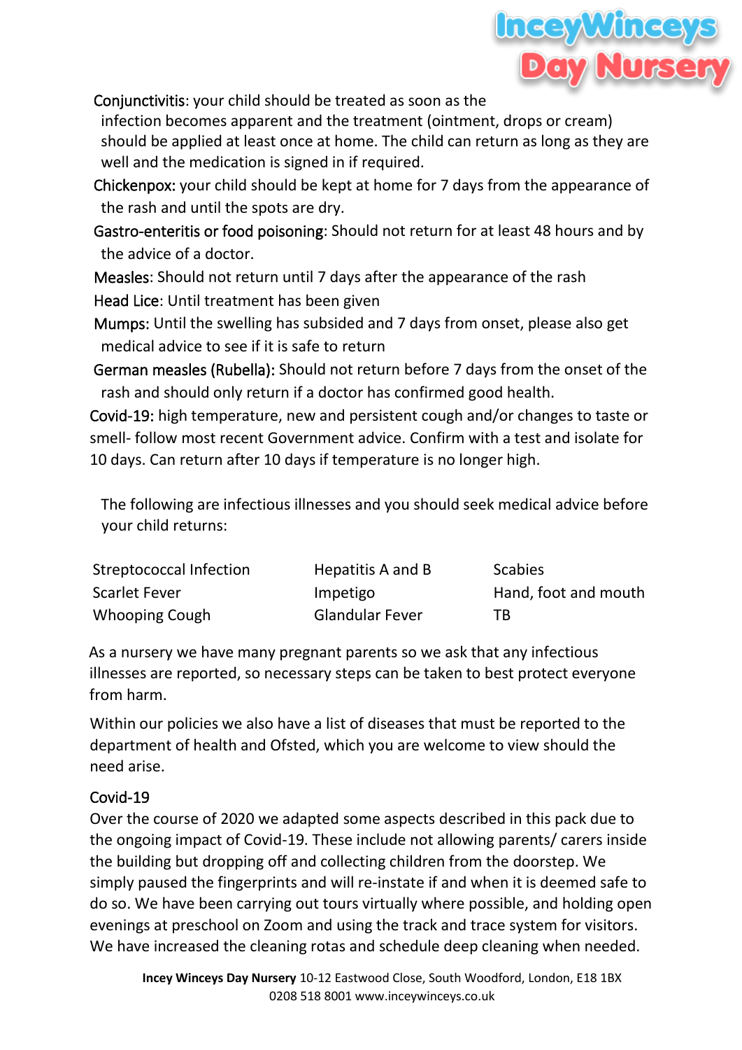Conjunctivitis: your child should be treated as soon as the infection becomes apparent and the treatment (ointment, drops or cream) should be applied at least once at home. The child can return as long as they are well and the medication is signed in if required.

Chickenpox: your child should be kept at home for 7 days from the appearance of the rash and until the spots are dry.

Gastro-enteritis or food poisoning: Should not return for at least 48 hours and by the advice of a doctor.

Measles: Should not return until 7 days after the appearance of the rash

Head Lice: Until treatment has been given

Mumps: Until the swelling has subsided and 7 days from onset, please also get medical advice to see if it is safe to return

German measles (Rubella): Should not return before 7 days from the onset of the rash and should only return if a doctor has confirmed good health.

Covid-19: high temperature, new and persistent cough and/or changes to taste or smell- follow most recent Government advice. Confirm with a test and isolate for 10 days. Can return after 10 days if temperature is no longer high.

The following are infectious illnesses and you should seek medical advice before your child returns:

| | | |
|---|---|---|
| Streptococcal Infection | Hepatitis A and B | Scabies |
| Scarlet Fever | Impetigo | Hand, foot and mouth |
| Whooping Cough | Glandular Fever | TB |

As a nursery we have many pregnant parents so we ask that any infectious illnesses are reported, so necessary steps can be taken to best protect everyone from harm.

Within our policies we also have a list of diseases that must be reported to the department of health and Ofsted, which you are welcome to view should the need arise.

## Covid-19

Over the course of 2020 we adapted some aspects described in this pack due to the ongoing impact of Covid-19. These include not allowing parents/ carers inside the building but dropping off and collecting children from the doorstep. We simply paused the fingerprints and will re-instate if and when it is deemed safe to do so. We have been carrying out tours virtually where possible, and holding open evenings at preschool on Zoom and using the track and trace system for visitors. We have increased the cleaning rotas and schedule deep cleaning when needed.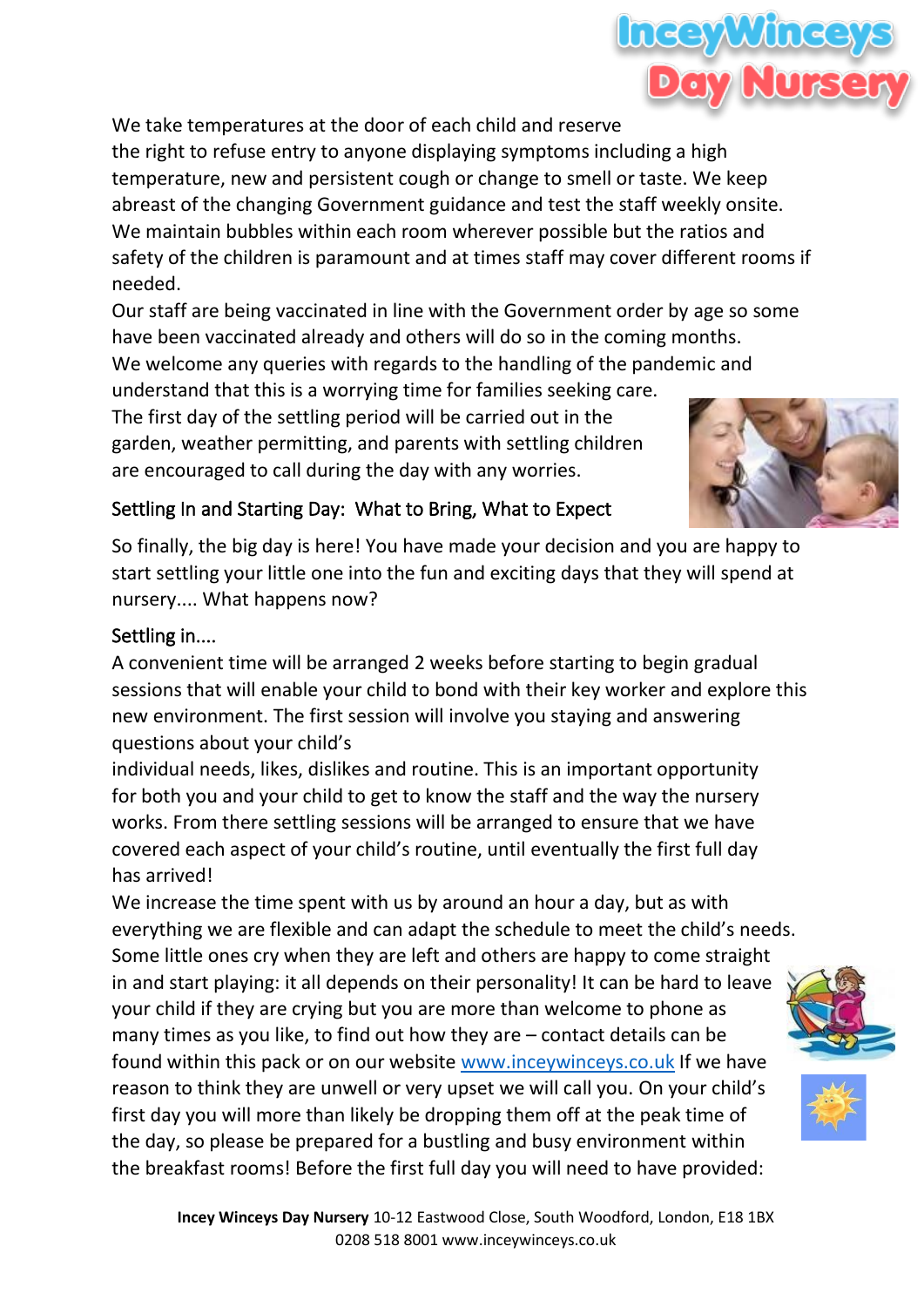We take temperatures at the door of each child and reserve the right to refuse entry to anyone displaying symptoms including a high temperature, new and persistent cough or change to smell or taste. We keep abreast of the changing Government guidance and test the staff weekly onsite. We maintain bubbles within each room wherever possible but the ratios and safety of the children is paramount and at times staff may cover different rooms if needed.

Our staff are being vaccinated in line with the Government order by age so some have been vaccinated already and others will do so in the coming months.

We welcome any queries with regards to the handling of the pandemic and understand that this is a worrying time for families seeking care.

The first day of the settling period will be carried out in the garden, weather permitting, and parents with settling children are encouraged to call during the day with any worries.

## Settling In and Starting Day: What to Bring, What to Expect

So finally, the big day is here! You have made your decision and you are happy to start settling your little one into the fun and exciting days that they will spend at nursery.... What happens now?

### Settling in....

A convenient time will be arranged 2 weeks before starting to begin gradual sessions that will enable your child to bond with their key worker and explore this new environment. The first session will involve you staying and answering questions about your child's individual needs, likes, dislikes and routine. This is an important opportunity for both you and your child to get to know the staff and the way the nursery works. From there settling sessions will be arranged to ensure that we have covered each aspect of your child's routine, until eventually the first full day has arrived!

We increase the time spent with us by around an hour a day, but as with everything we are flexible and can adapt the schedule to meet the child's needs. Some little ones cry when they are left and others are happy to come straight in and start playing: it all depends on their personality! It can be hard to leave your child if they are crying but you are more than welcome to phone as many times as you like, to find out how they are – contact details can be found within this pack or on our website www.inceywinceys.co.uk If we have reason to think they are unwell or very upset we will call you. On your child's first day you will more than likely be dropping them off at the peak time of the day, so please be prepared for a bustling and busy environment within the breakfast rooms! Before the first full day you will need to have provided: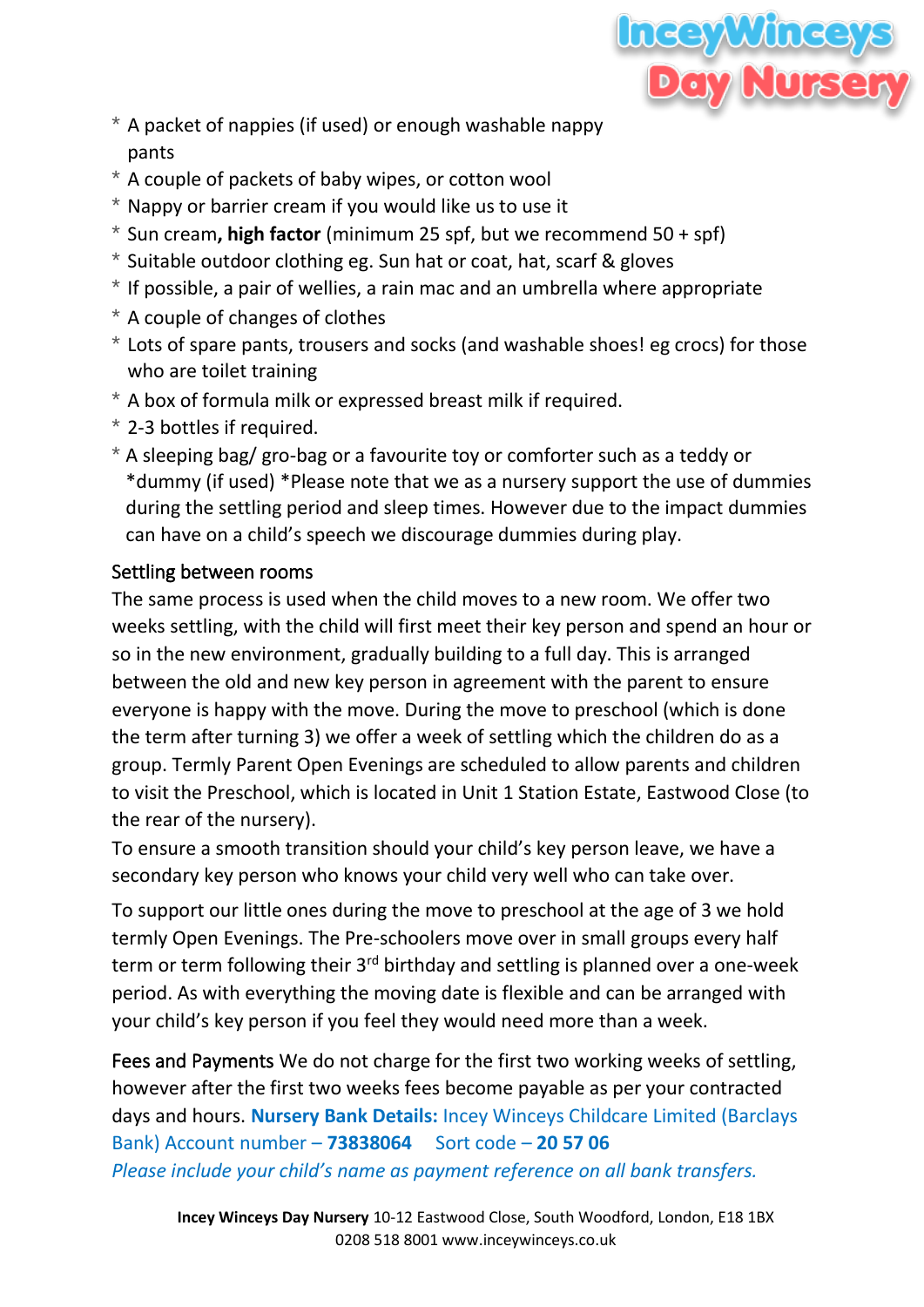- A packet of nappies (if used) or enough washable nappy pants
- A couple of packets of baby wipes, or cotton wool
- Nappy or barrier cream if you would like us to use it
- Sun cream**, high factor** (minimum 25 spf, but we recommend 50 + spf)
- Suitable outdoor clothing eg. Sun hat or coat, hat, scarf & gloves
- If possible, a pair of wellies, a rain mac and an umbrella where appropriate
- A couple of changes of clothes
- Lots of spare pants, trousers and socks (and washable shoes! eg crocs) for those who are toilet training
- A box of formula milk or expressed breast milk if required.
- 2-3 bottles if required.
- A sleeping bag/ gro-bag or a favourite toy or comforter such as a teddy or *dummy (if used) *Please note that we as a nursery support the use of dummies during the settling period and sleep times. However due to the impact dummies can have on a child's speech we discourage dummies during play.

### Settling between rooms

The same process is used when the child moves to a new room. We offer two weeks settling, with the child will first meet their key person and spend an hour or so in the new environment, gradually building to a full day. This is arranged between the old and new key person in agreement with the parent to ensure everyone is happy with the move. During the move to preschool (which is done the term after turning 3) we offer a week of settling which the children do as a group. Termly Parent Open Evenings are scheduled to allow parents and children to visit the Preschool, which is located in Unit 1 Station Estate, Eastwood Close (to the rear of the nursery).

To ensure a smooth transition should your child's key person leave, we have a secondary key person who knows your child very well who can take over.

To support our little ones during the move to preschool at the age of 3 we hold termly Open Evenings. The Pre-schoolers move over in small groups every half term or term following their 3rd birthday and settling is planned over a one-week period. As with everything the moving date is flexible and can be arranged with your child's key person if you feel they would need more than a week.

Fees and Payments We do not charge for the first two working weeks of settling, however after the first two weeks fees become payable as per your contracted days and hours. **Nursery Bank Details:** Incey Winceys Childcare Limited (Barclays Bank) Account number – **73838064** Sort code – **20 57 06**

*Please include your child's name as payment reference on all bank transfers.*

**Incey Winceys Day Nursery** 10-12 Eastwood Close, South Woodford, London, E18 1BX
0208 518 8001 www.inceywinceys.co.uk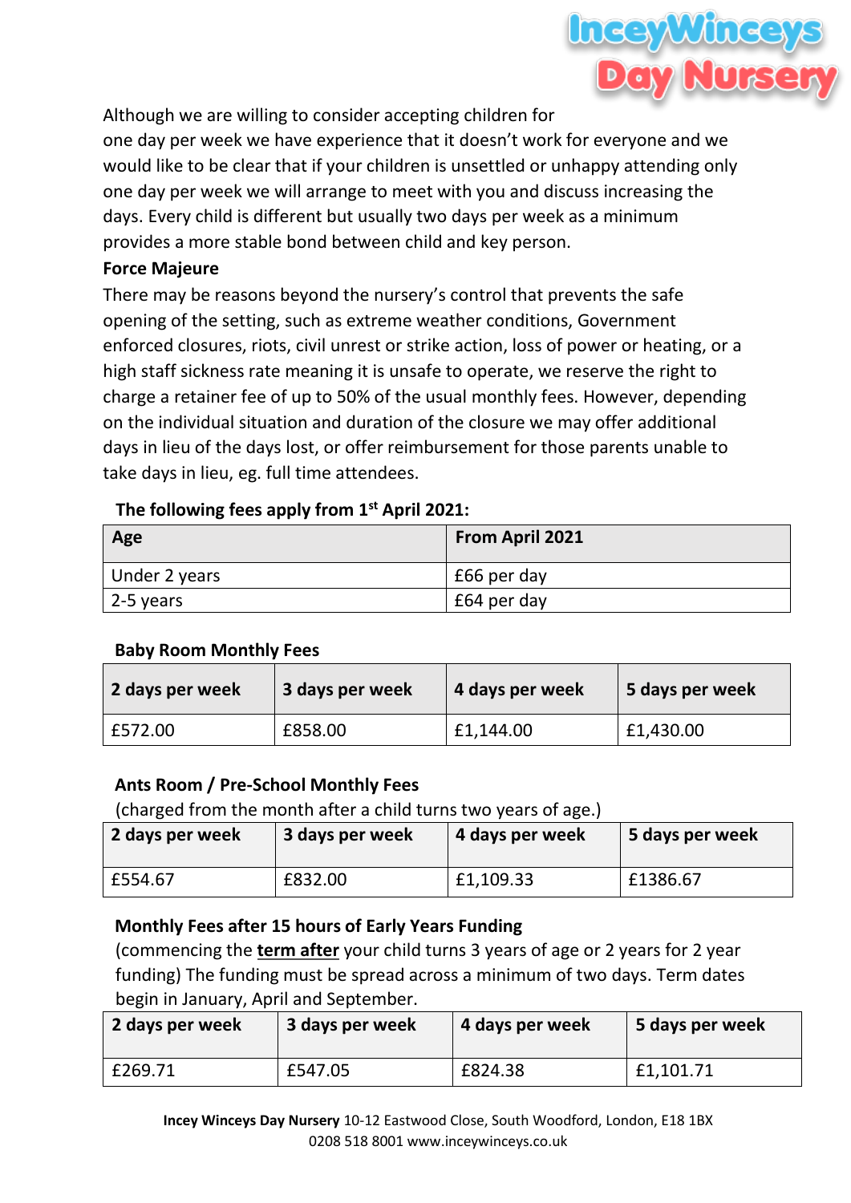Although we are willing to consider accepting children for one day per week we have experience that it doesn't work for everyone and we would like to be clear that if your children is unsettled or unhappy attending only one day per week we will arrange to meet with you and discuss increasing the days. Every child is different but usually two days per week as a minimum provides a more stable bond between child and key person.

**Force Majeure**

There may be reasons beyond the nursery's control that prevents the safe opening of the setting, such as extreme weather conditions, Government enforced closures, riots, civil unrest or strike action, loss of power or heating, or a high staff sickness rate meaning it is unsafe to operate, we reserve the right to charge a retainer fee of up to 50% of the usual monthly fees. However, depending on the individual situation and duration of the closure we may offer additional days in lieu of the days lost, or offer reimbursement for those parents unable to take days in lieu, eg. full time attendees.

**The following fees apply from 1st April 2021:**

| Age | From April 2021 |
|---|---|
| Under 2 years | £66 per day |
| 2-5 years | £64 per day |

**Baby Room Monthly Fees**

| 2 days per week | 3 days per week | 4 days per week | 5 days per week |
|---|---|---|---|
| £572.00 | £858.00 | £1,144.00 | £1,430.00 |

**Ants Room / Pre-School Monthly Fees**

(charged from the month after a child turns two years of age.)

| 2 days per week | 3 days per week | 4 days per week | 5 days per week |
|---|---|---|---|
| £554.67 | £832.00 | £1,109.33 | £1386.67 |

**Monthly Fees after 15 hours of Early Years Funding**

(commencing the **term after** your child turns 3 years of age or 2 years for 2 year funding) The funding must be spread across a minimum of two days. Term dates begin in January, April and September.

| 2 days per week | 3 days per week | 4 days per week | 5 days per week |
|---|---|---|---|
| £269.71 | £547.05 | £824.38 | £1,101.71 |

**Incey Winceys Day Nursery** 10-12 Eastwood Close, South Woodford, London, E18 1BX
0208 518 8001 www.inceywinceys.co.uk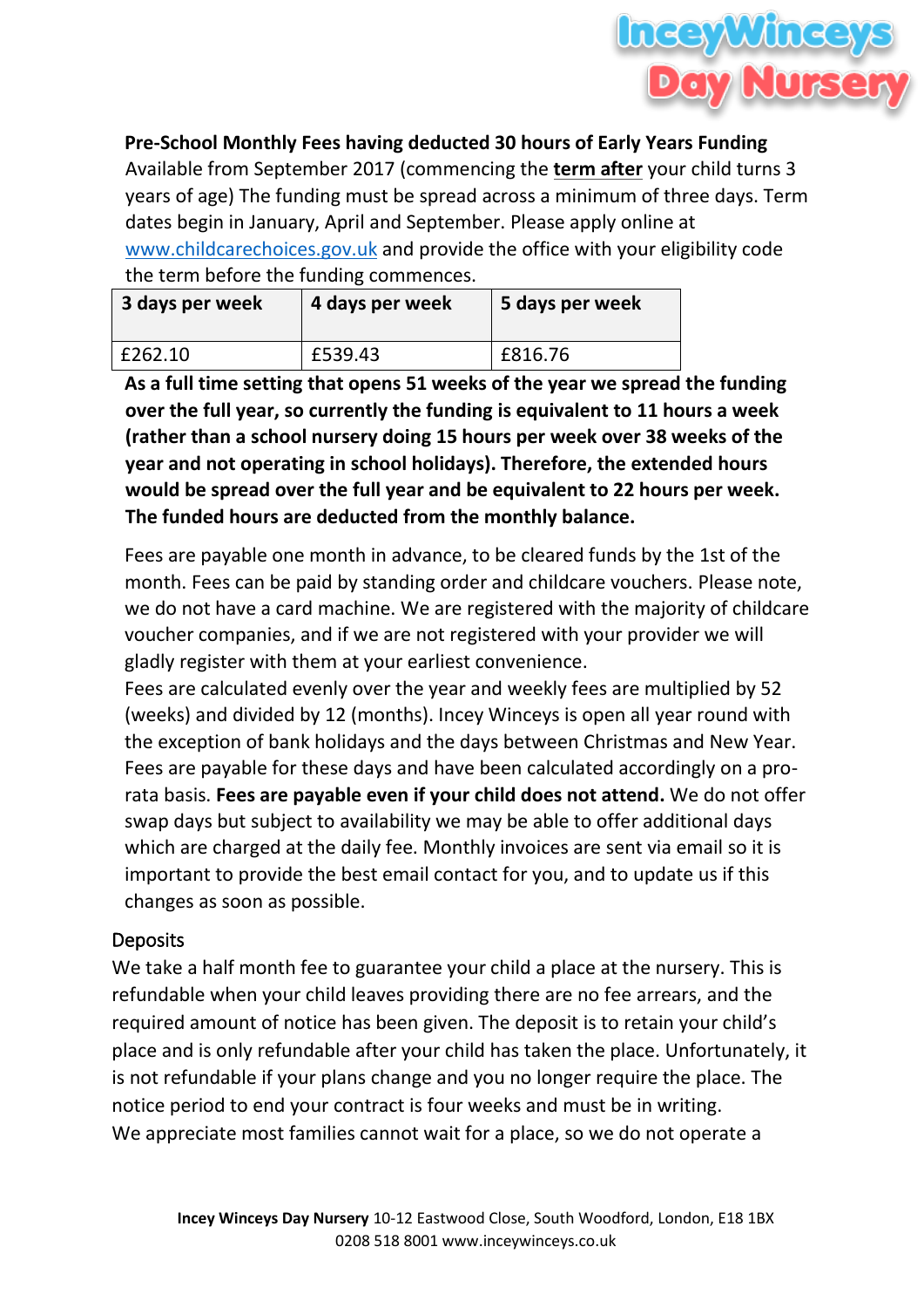**Pre-School Monthly Fees having deducted 30 hours of Early Years Funding**

Available from September 2017 (commencing the **term after** your child turns 3 years of age) The funding must be spread across a minimum of three days. Term dates begin in January, April and September. Please apply online at www.childcarechoices.gov.uk and provide the office with your eligibility code the term before the funding commences.

| 3 days per week | 4 days per week | 5 days per week |
|---|---|---|
| £262.10 | £539.43 | £816.76 |

**As a full time setting that opens 51 weeks of the year we spread the funding over the full year, so currently the funding is equivalent to 11 hours a week (rather than a school nursery doing 15 hours per week over 38 weeks of the year and not operating in school holidays). Therefore, the extended hours would be spread over the full year and be equivalent to 22 hours per week. The funded hours are deducted from the monthly balance.**

Fees are payable one month in advance, to be cleared funds by the 1st of the month. Fees can be paid by standing order and childcare vouchers. Please note, we do not have a card machine. We are registered with the majority of childcare voucher companies, and if we are not registered with your provider we will gladly register with them at your earliest convenience.

Fees are calculated evenly over the year and weekly fees are multiplied by 52 (weeks) and divided by 12 (months). Incey Winceys is open all year round with the exception of bank holidays and the days between Christmas and New Year. Fees are payable for these days and have been calculated accordingly on a pro-rata basis. **Fees are payable even if your child does not attend.** We do not offer swap days but subject to availability we may be able to offer additional days which are charged at the daily fee. Monthly invoices are sent via email so it is important to provide the best email contact for you, and to update us if this changes as soon as possible.

## Deposits

We take a half month fee to guarantee your child a place at the nursery. This is refundable when your child leaves providing there are no fee arrears, and the required amount of notice has been given. The deposit is to retain your child's place and is only refundable after your child has taken the place. Unfortunately, it is not refundable if your plans change and you no longer require the place. The notice period to end your contract is four weeks and must be in writing.

We appreciate most families cannot wait for a place, so we do not operate a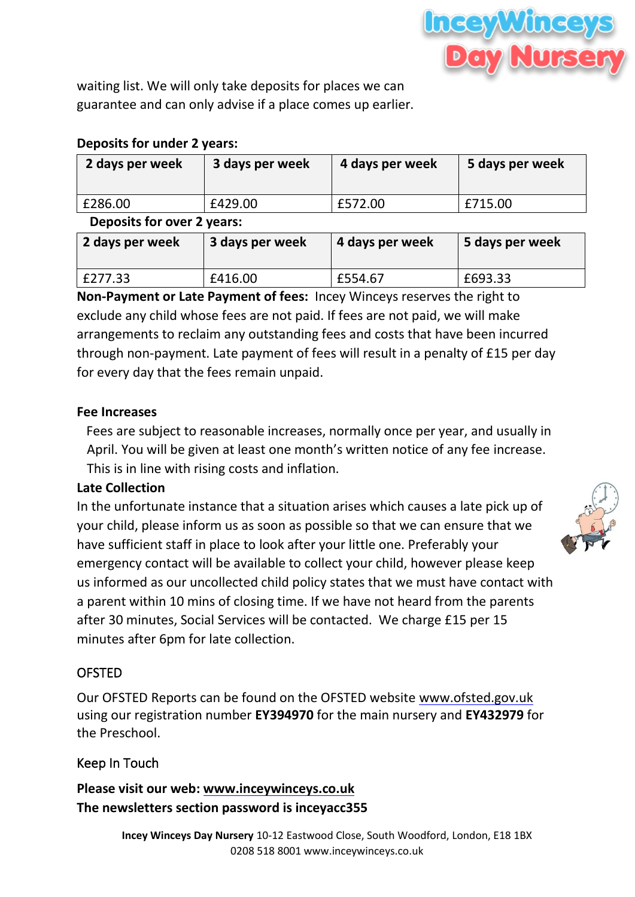waiting list. We will only take deposits for places we can guarantee and can only advise if a place comes up earlier.

**Deposits for under 2 years:**

| 2 days per week | 3 days per week | 4 days per week | 5 days per week |
|---|---|---|---|
| £286.00 | £429.00 | £572.00 | £715.00 |

**Deposits for over 2 years:**

| 2 days per week | 3 days per week | 4 days per week | 5 days per week |
|---|---|---|---|
| £277.33 | £416.00 | £554.67 | £693.33 |

**Non-Payment or Late Payment of fees:** Incey Winceys reserves the right to exclude any child whose fees are not paid. If fees are not paid, we will make arrangements to reclaim any outstanding fees and costs that have been incurred through non-payment. Late payment of fees will result in a penalty of £15 per day for every day that the fees remain unpaid.

**Fee Increases**

Fees are subject to reasonable increases, normally once per year, and usually in April. You will be given at least one month's written notice of any fee increase. This is in line with rising costs and inflation.

**Late Collection**

In the unfortunate instance that a situation arises which causes a late pick up of your child, please inform us as soon as possible so that we can ensure that we have sufficient staff in place to look after your little one. Preferably your emergency contact will be available to collect your child, however please keep us informed as our uncollected child policy states that we must have contact with a parent within 10 mins of closing time. If we have not heard from the parents after 30 minutes, Social Services will be contacted. We charge £15 per 15 minutes after 6pm for late collection.

## OFSTED

Our OFSTED Reports can be found on the OFSTED website www.ofsted.gov.uk using our registration number **EY394970** for the main nursery and **EY432979** for the Preschool.

## Keep In Touch

**Please visit our web: www.inceywinceys.co.uk**
**The newsletters section password is inceyacc355**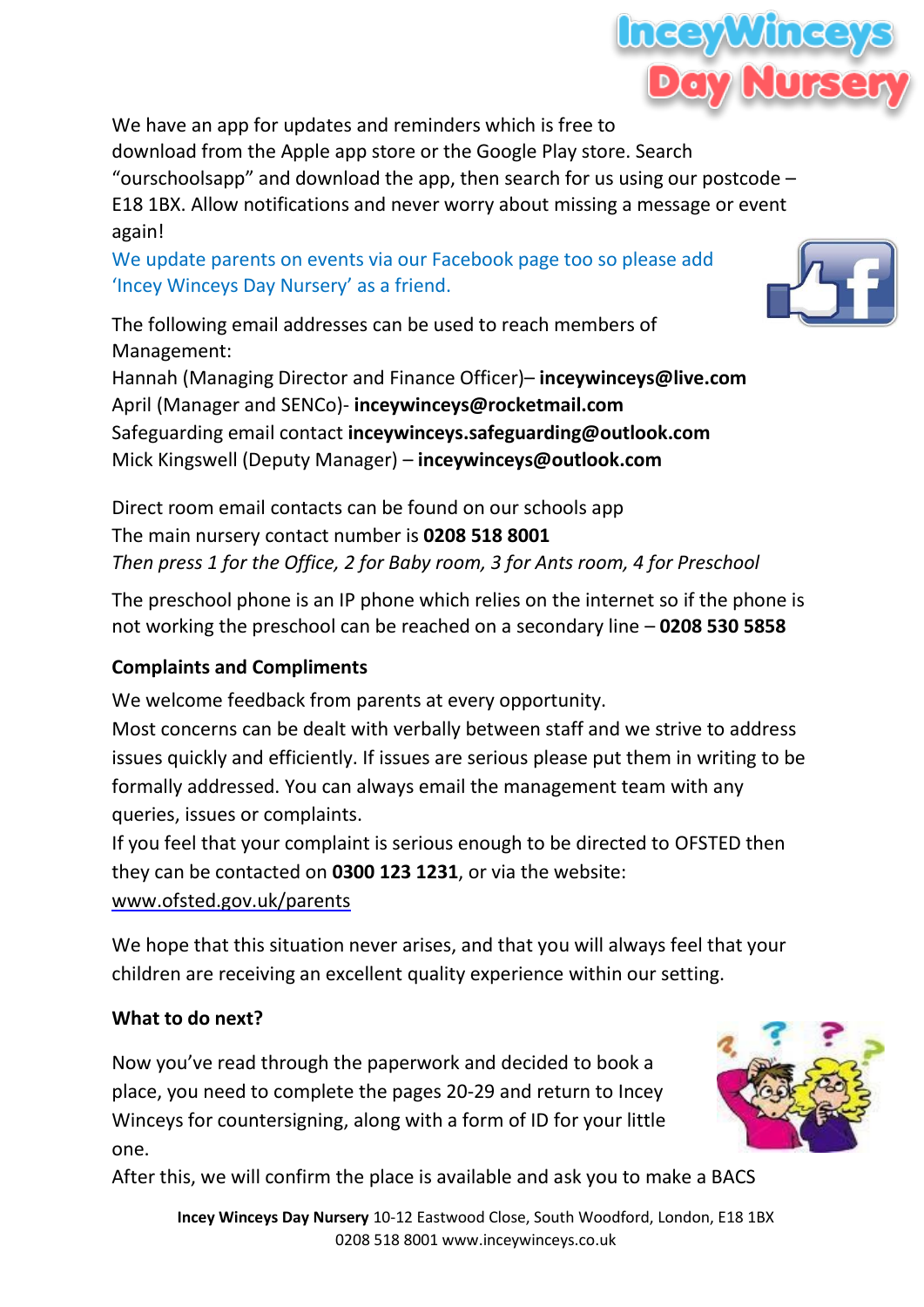We have an app for updates and reminders which is free to download from the Apple app store or the Google Play store. Search "ourschoolsapp" and download the app, then search for us using our postcode – E18 1BX. Allow notifications and never worry about missing a message or event again!

We update parents on events via our Facebook page too so please add 'Incey Winceys Day Nursery' as a friend.

The following email addresses can be used to reach members of Management:
Hannah (Managing Director and Finance Officer)– **inceywinceys@live.com**
April (Manager and SENCo)- **inceywinceys@rocketmail.com**
Safeguarding email contact **inceywinceys.safeguarding@outlook.com**
Mick Kingswell (Deputy Manager) – **inceywinceys@outlook.com**

Direct room email contacts can be found on our schools app
The main nursery contact number is **0208 518 8001**
*Then press 1 for the Office, 2 for Baby room, 3 for Ants room, 4 for Preschool*

The preschool phone is an IP phone which relies on the internet so if the phone is not working the preschool can be reached on a secondary line – **0208 530 5858**

**Complaints and Compliments**

We welcome feedback from parents at every opportunity.
Most concerns can be dealt with verbally between staff and we strive to address issues quickly and efficiently. If issues are serious please put them in writing to be formally addressed. You can always email the management team with any queries, issues or complaints.
If you feel that your complaint is serious enough to be directed to OFSTED then they can be contacted on **0300 123 1231**, or via the website: www.ofsted.gov.uk/parents

We hope that this situation never arises, and that you will always feel that your children are receiving an excellent quality experience within our setting.

**What to do next?**

Now you've read through the paperwork and decided to book a place, you need to complete the pages 20-29 and return to Incey Winceys for countersigning, along with a form of ID for your little one.
After this, we will confirm the place is available and ask you to make a BACS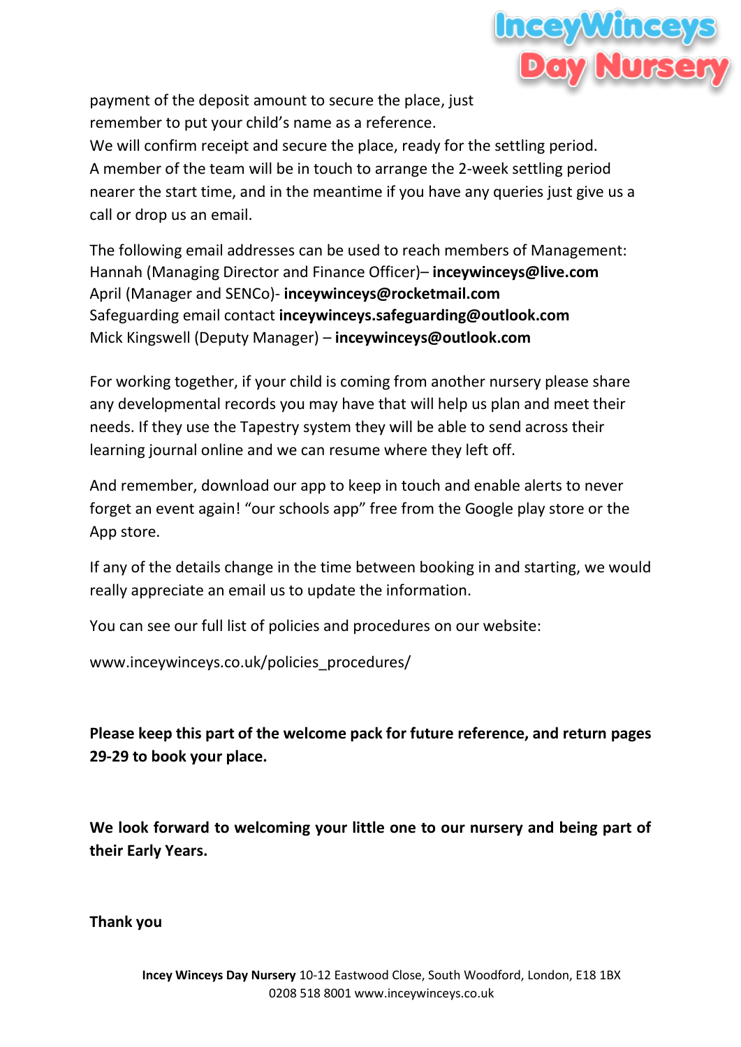payment of the deposit amount to secure the place, just remember to put your child's name as a reference.
We will confirm receipt and secure the place, ready for the settling period.
A member of the team will be in touch to arrange the 2-week settling period nearer the start time, and in the meantime if you have any queries just give us a call or drop us an email.

The following email addresses can be used to reach members of Management:
Hannah (Managing Director and Finance Officer)– **inceywinceys@live.com**
April (Manager and SENCo)- **inceywinceys@rocketmail.com**
Safeguarding email contact **inceywinceys.safeguarding@outlook.com**
Mick Kingswell (Deputy Manager) – **inceywinceys@outlook.com**

For working together, if your child is coming from another nursery please share any developmental records you may have that will help us plan and meet their needs. If they use the Tapestry system they will be able to send across their learning journal online and we can resume where they left off.

And remember, download our app to keep in touch and enable alerts to never forget an event again! "our schools app" free from the Google play store or the App store.

If any of the details change in the time between booking in and starting, we would really appreciate an email us to update the information.

You can see our full list of policies and procedures on our website:

www.inceywinceys.co.uk/policies_procedures/

**Please keep this part of the welcome pack for future reference, and return pages 29-29 to book your place.**

**We look forward to welcoming your little one to our nursery and being part of their Early Years.**

**Thank you**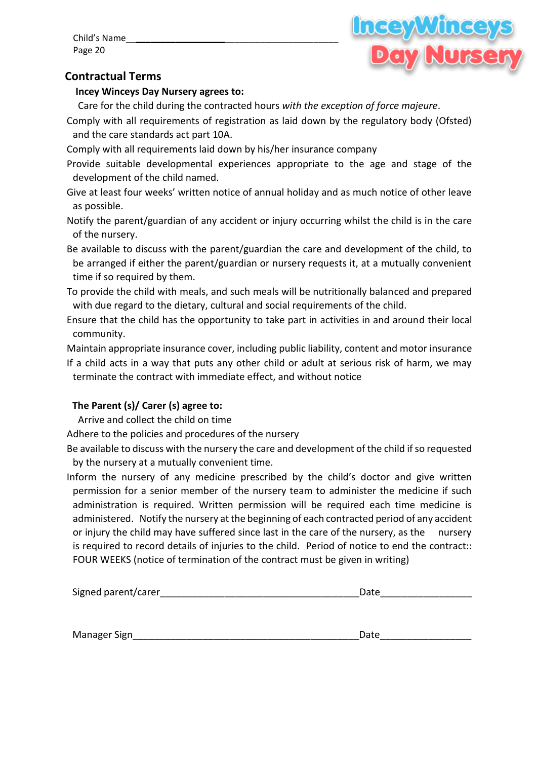Child's Name_____________________________________________

## Contractual Terms

**Incey Winceys Day Nursery agrees to:**

Care for the child during the contracted hours *with the exception of force majeure*.

Comply with all requirements of registration as laid down by the regulatory body (Ofsted) and the care standards act part 10A.

Comply with all requirements laid down by his/her insurance company

Provide suitable developmental experiences appropriate to the age and stage of the development of the child named.

Give at least four weeks' written notice of annual holiday and as much notice of other leave as possible.

Notify the parent/guardian of any accident or injury occurring whilst the child is in the care of the nursery.

Be available to discuss with the parent/guardian the care and development of the child, to be arranged if either the parent/guardian or nursery requests it, at a mutually convenient time if so required by them.

To provide the child with meals, and such meals will be nutritionally balanced and prepared with due regard to the dietary, cultural and social requirements of the child.

Ensure that the child has the opportunity to take part in activities in and around their local community.

Maintain appropriate insurance cover, including public liability, content and motor insurance

If a child acts in a way that puts any other child or adult at serious risk of harm, we may terminate the contract with immediate effect, and without notice

**The Parent (s)/ Carer (s) agree to:**

Arrive and collect the child on time

Adhere to the policies and procedures of the nursery

Be available to discuss with the nursery the care and development of the child if so requested by the nursery at a mutually convenient time.

Inform the nursery of any medicine prescribed by the child's doctor and give written permission for a senior member of the nursery team to administer the medicine if such administration is required. Written permission will be required each time medicine is administered. Notify the nursery at the beginning of each contracted period of any accident or injury the child may have suffered since last in the care of the nursery, as the nursery is required to record details of injuries to the child. Period of notice to end the contract:: FOUR WEEKS (notice of termination of the contract must be given in writing)

Signed parent/carer______________________________________Date_________________

Manager Sign___________________________________________Date_________________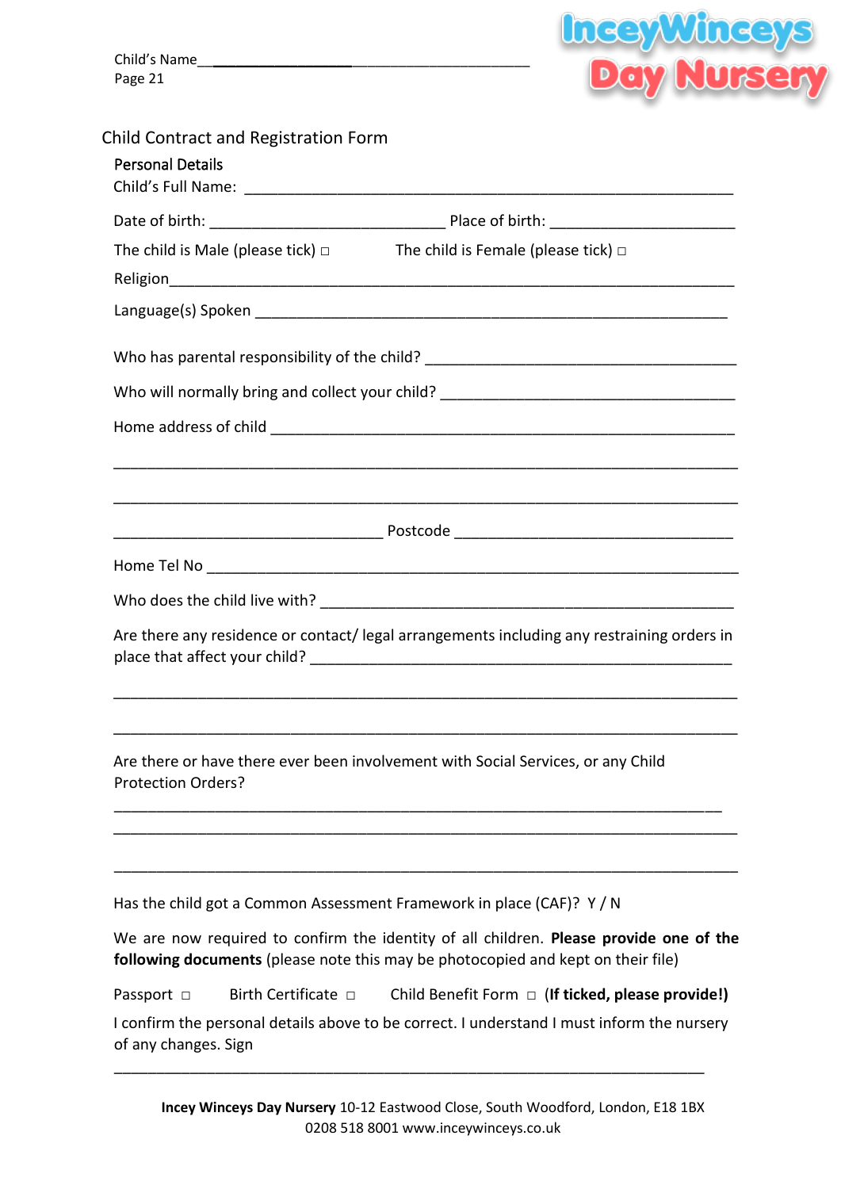Child's Name________________________________________________

## Child Contract and Registration Form

**Personal Details**

Child's Full Name: ____________________________________________________________

Date of birth: ______________________________ Place of birth: _______________________

The child is Male (please tick) □ The child is Female (please tick) □

Religion______________________________________________________________________

Language(s) Spoken ____________________________________________________________

Who has parental responsibility of the child? ________________________________________

Who will normally bring and collect your child? _____________________________________

Home address of child __________________________________________________________

_______________________________________________________________________________

_______________________________________________________________________________

_________________________________ Postcode ___________________________________

Home Tel No __________________________________________________________________

Who does the child live with? ___________________________________________________

Are there any residence or contact/ legal arrangements including any restraining orders in place that affect your child? ____________________________________________________

_______________________________________________________________________________

_______________________________________________________________________________

Are there or have there ever been involvement with Social Services, or any Child Protection Orders?

_______________________________________________________________________________

_______________________________________________________________________________

_______________________________________________________________________________

Has the child got a Common Assessment Framework in place (CAF)? Y / N

We are now required to confirm the identity of all children. **Please provide one of the following documents** (please note this may be photocopied and kept on their file)

Passport □ Birth Certificate □ Child Benefit Form □ **(If ticked, please provide!)**

I confirm the personal details above to be correct. I understand I must inform the nursery of any changes. Sign

_______________________________________________________________________________

**Incey Winceys Day Nursery** 10-12 Eastwood Close, South Woodford, London, E18 1BX
0208 518 8001 www.inceywinceys.co.uk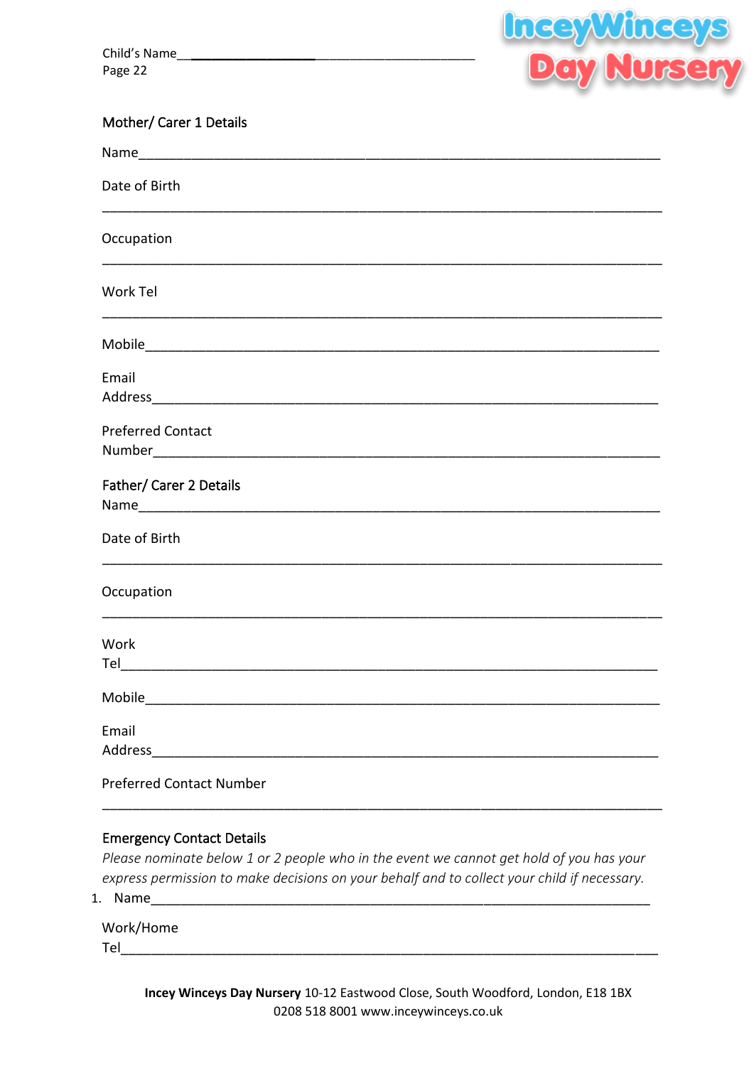Child's Name____________________________________________

### Mother/ Carer 1 Details

Name_______________________________________________________________________

Date of Birth

___________________________________________________________________________

Occupation

___________________________________________________________________________

Work Tel

___________________________________________________________________________

Mobile______________________________________________________________________

Email Address______________________________________________________________

Preferred Contact Number____________________________________________________

### Father/ Carer 2 Details

Name_______________________________________________________________________

Date of Birth

___________________________________________________________________________

Occupation

___________________________________________________________________________

Work Tel____________________________________________________________________

Mobile______________________________________________________________________

Email Address______________________________________________________________

Preferred Contact Number

___________________________________________________________________________

### Emergency Contact Details

*Please nominate below 1 or 2 people who in the event we cannot get hold of you has your express permission to make decisions on your behalf and to collect your child if necessary.*

1. Name_____________________________________________________________________

Work/Home Tel_______________________________________________________________

**Incey Winceys Day Nursery** 10-12 Eastwood Close, South Woodford, London, E18 1BX
0208 518 8001 www.inceywinceys.co.uk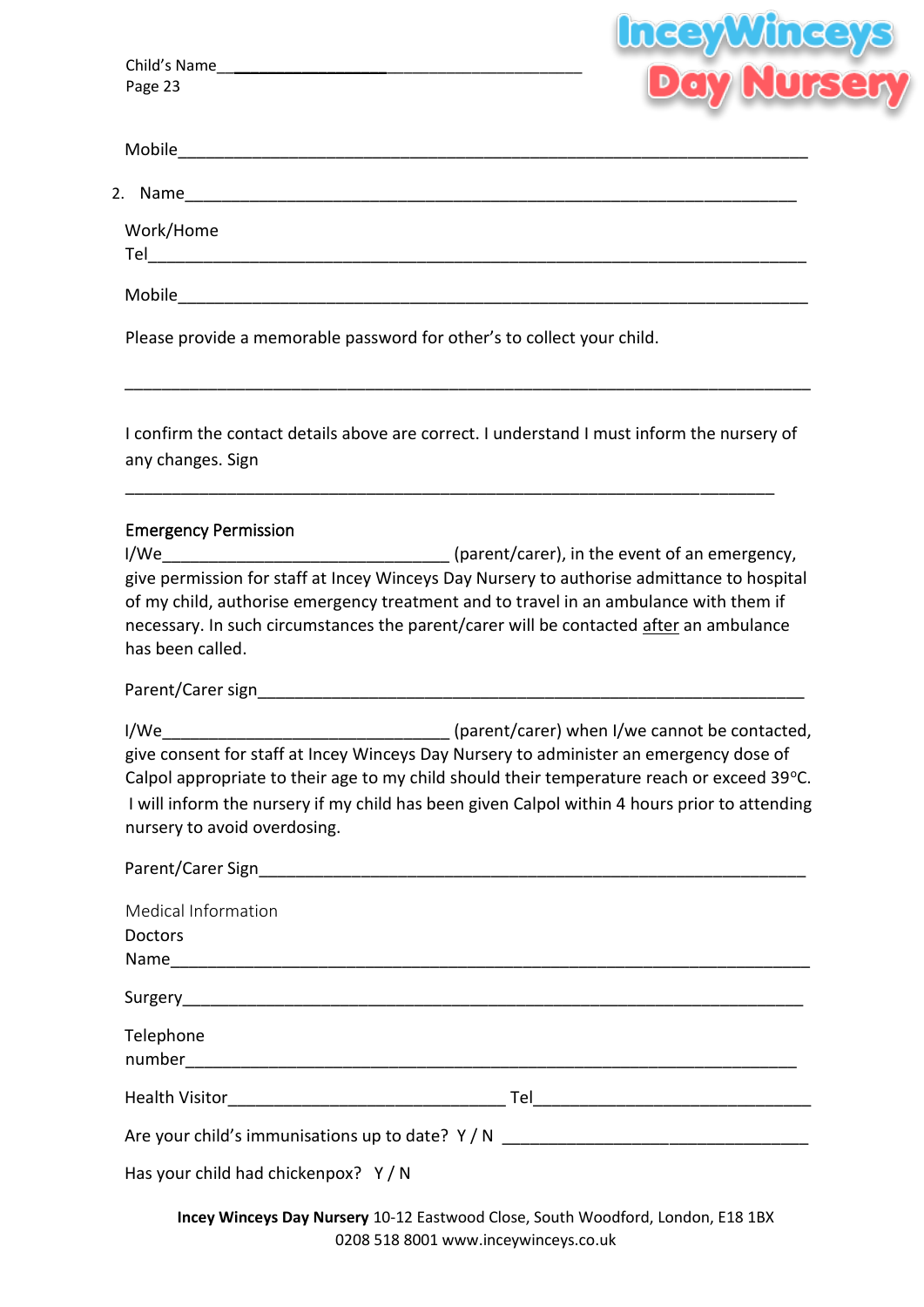Child's Name________________________________________

Mobile________________________________________________________________________

2. Name________________________________________________________________________

Work/Home
Tel__________________________________________________________________________

Mobile________________________________________________________________________

Please provide a memorable password for other's to collect your child.

_____________________________________________________________________________

I confirm the contact details above are correct. I understand I must inform the nursery of any changes. Sign

_____________________________________________________________________________

**Emergency Permission**

I/We_________________________________ (parent/carer), in the event of an emergency, give permission for staff at Incey Winceys Day Nursery to authorise admittance to hospital of my child, authorise emergency treatment and to travel in an ambulance with them if necessary. In such circumstances the parent/carer will be contacted <u>after</u> an ambulance has been called.

Parent/Carer sign_____________________________________________________________

I/We_________________________________ (parent/carer) when I/we cannot be contacted, give consent for staff at Incey Winceys Day Nursery to administer an emergency dose of Calpol appropriate to their age to my child should their temperature reach or exceed 39°C. I will inform the nursery if my child has been given Calpol within 4 hours prior to attending nursery to avoid overdosing.

Parent/Carer Sign_____________________________________________________________

Medical Information

Doctors
Name_________________________________________________________________________

Surgery_______________________________________________________________________

Telephone
number_______________________________________________________________________

Health Visitor_______________________________ Tel_______________________________

Are your child's immunisations up to date? Y / N ___________________________________

Has your child had chickenpox? Y / N

**Incey Winceys Day Nursery** 10-12 Eastwood Close, South Woodford, London, E18 1BX
0208 518 8001 www.inceywinceys.co.uk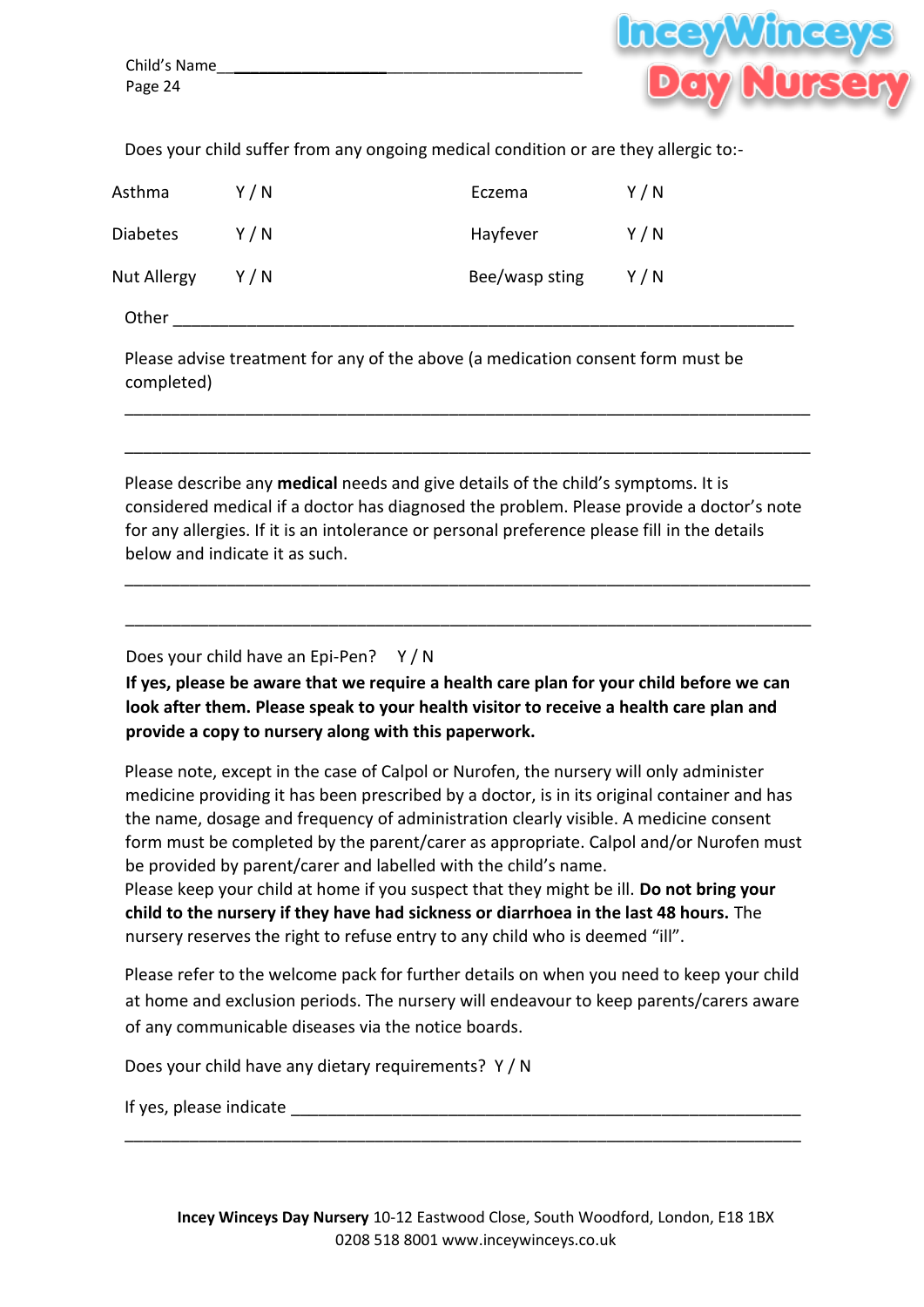Child's Name____________________________________________

Does your child suffer from any ongoing medical condition or are they allergic to:-

| | | | |
|---|---|---|---|
| Asthma | Y / N | Eczema | Y / N |
| Diabetes | Y / N | Hayfever | Y / N |
| Nut Allergy | Y / N | Bee/wasp sting | Y / N |

Other ___________________________________________________________________

Please advise treatment for any of the above (a medication consent form must be completed)

___________________________________________________________________________

___________________________________________________________________________

Please describe any **medical** needs and give details of the child's symptoms. It is considered medical if a doctor has diagnosed the problem. Please provide a doctor's note for any allergies. If it is an intolerance or personal preference please fill in the details below and indicate it as such.

___________________________________________________________________________

___________________________________________________________________________

Does your child have an Epi-Pen? Y / N

**If yes, please be aware that we require a health care plan for your child before we can look after them. Please speak to your health visitor to receive a health care plan and provide a copy to nursery along with this paperwork.**

Please note, except in the case of Calpol or Nurofen, the nursery will only administer medicine providing it has been prescribed by a doctor, is in its original container and has the name, dosage and frequency of administration clearly visible. A medicine consent form must be completed by the parent/carer as appropriate. Calpol and/or Nurofen must be provided by parent/carer and labelled with the child's name.
Please keep your child at home if you suspect that they might be ill. **Do not bring your child to the nursery if they have had sickness or diarrhoea in the last 48 hours.** The nursery reserves the right to refuse entry to any child who is deemed "ill".

Please refer to the welcome pack for further details on when you need to keep your child at home and exclusion periods. The nursery will endeavour to keep parents/carers aware of any communicable diseases via the notice boards.

Does your child have any dietary requirements? Y / N

If yes, please indicate _____________________________________________________

___________________________________________________________________________

**Incey Winceys Day Nursery** 10-12 Eastwood Close, South Woodford, London, E18 1BX
0208 518 8001 www.inceywinceys.co.uk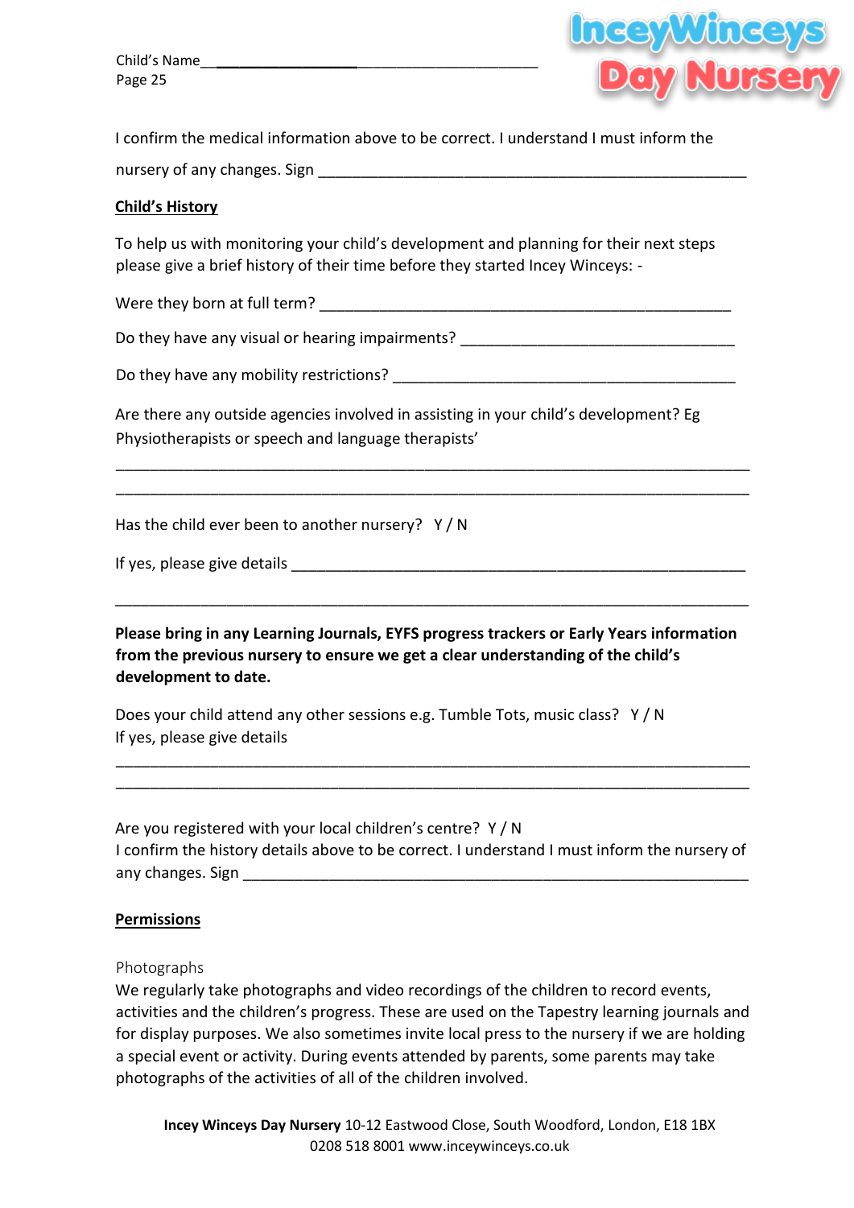Child's Name________________________________________

I confirm the medical information above to be correct. I understand I must inform the nursery of any changes. Sign ___________________________________________________

**Child's History**

To help us with monitoring your child's development and planning for their next steps please give a brief history of their time before they started Incey Winceys: -

Were they born at full term? _________________________________________________

Do they have any visual or hearing impairments? ________________________________

Do they have any mobility restrictions? _________________________________________

Are there any outside agencies involved in assisting in your child's development? Eg Physiotherapists or speech and language therapists'

_____________________________________________________________________________

_____________________________________________________________________________

Has the child ever been to another nursery? Y / N

If yes, please give details ______________________________________________________

_____________________________________________________________________________

**Please bring in any Learning Journals, EYFS progress trackers or Early Years information from the previous nursery to ensure we get a clear understanding of the child's development to date.**

Does your child attend any other sessions e.g. Tumble Tots, music class? Y / N
If yes, please give details

_____________________________________________________________________________

_____________________________________________________________________________

Are you registered with your local children's centre? Y / N
I confirm the history details above to be correct. I understand I must inform the nursery of any changes. Sign ___________________________________________________________

**Permissions**

Photographs
We regularly take photographs and video recordings of the children to record events, activities and the children's progress. These are used on the Tapestry learning journals and for display purposes. We also sometimes invite local press to the nursery if we are holding a special event or activity. During events attended by parents, some parents may take photographs of the activities of all of the children involved.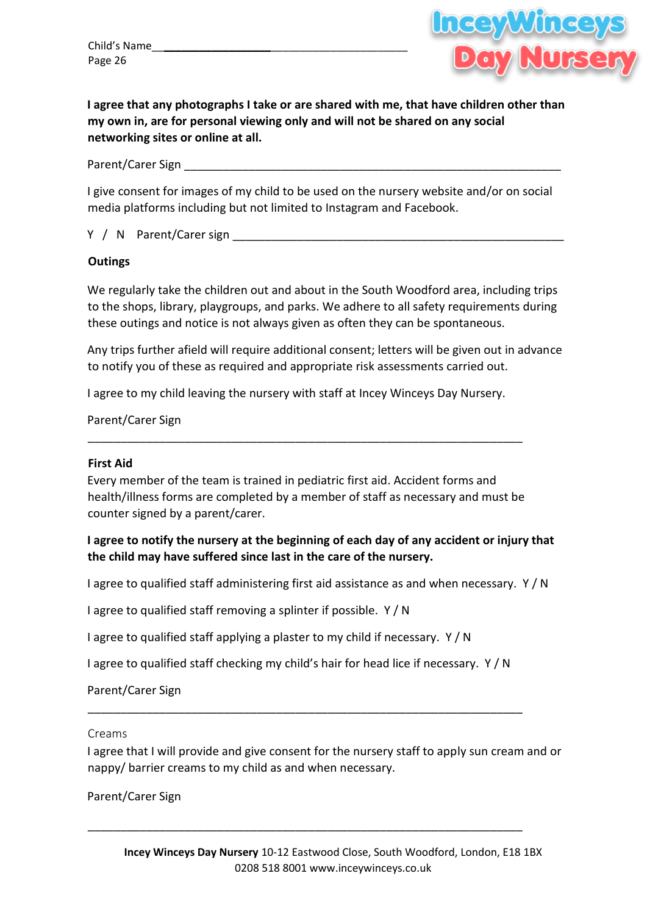Child's Name________________________________________________

**I agree that any photographs I take or are shared with me, that have children other than my own in, are for personal viewing only and will not be shared on any social networking sites or online at all.**

Parent/Carer Sign ____________________________________________________________

I give consent for images of my child to be used on the nursery website and/or on social media platforms including but not limited to Instagram and Facebook.

Y / N Parent/Carer sign ____________________________________________________

**Outings**

We regularly take the children out and about in the South Woodford area, including trips to the shops, library, playgroups, and parks. We adhere to all safety requirements during these outings and notice is not always given as often they can be spontaneous.

Any trips further afield will require additional consent; letters will be given out in advance to notify you of these as required and appropriate risk assessments carried out.

I agree to my child leaving the nursery with staff at Incey Winceys Day Nursery.

Parent/Carer Sign

______________________________________________________________________

**First Aid**

Every member of the team is trained in pediatric first aid. Accident forms and health/illness forms are completed by a member of staff as necessary and must be counter signed by a parent/carer.

**I agree to notify the nursery at the beginning of each day of any accident or injury that the child may have suffered since last in the care of the nursery.**

I agree to qualified staff administering first aid assistance as and when necessary. Y / N

I agree to qualified staff removing a splinter if possible. Y / N

I agree to qualified staff applying a plaster to my child if necessary. Y / N

I agree to qualified staff checking my child's hair for head lice if necessary. Y / N

Parent/Carer Sign

______________________________________________________________________

Creams

I agree that I will provide and give consent for the nursery staff to apply sun cream and or nappy/ barrier creams to my child as and when necessary.

Parent/Carer Sign

______________________________________________________________________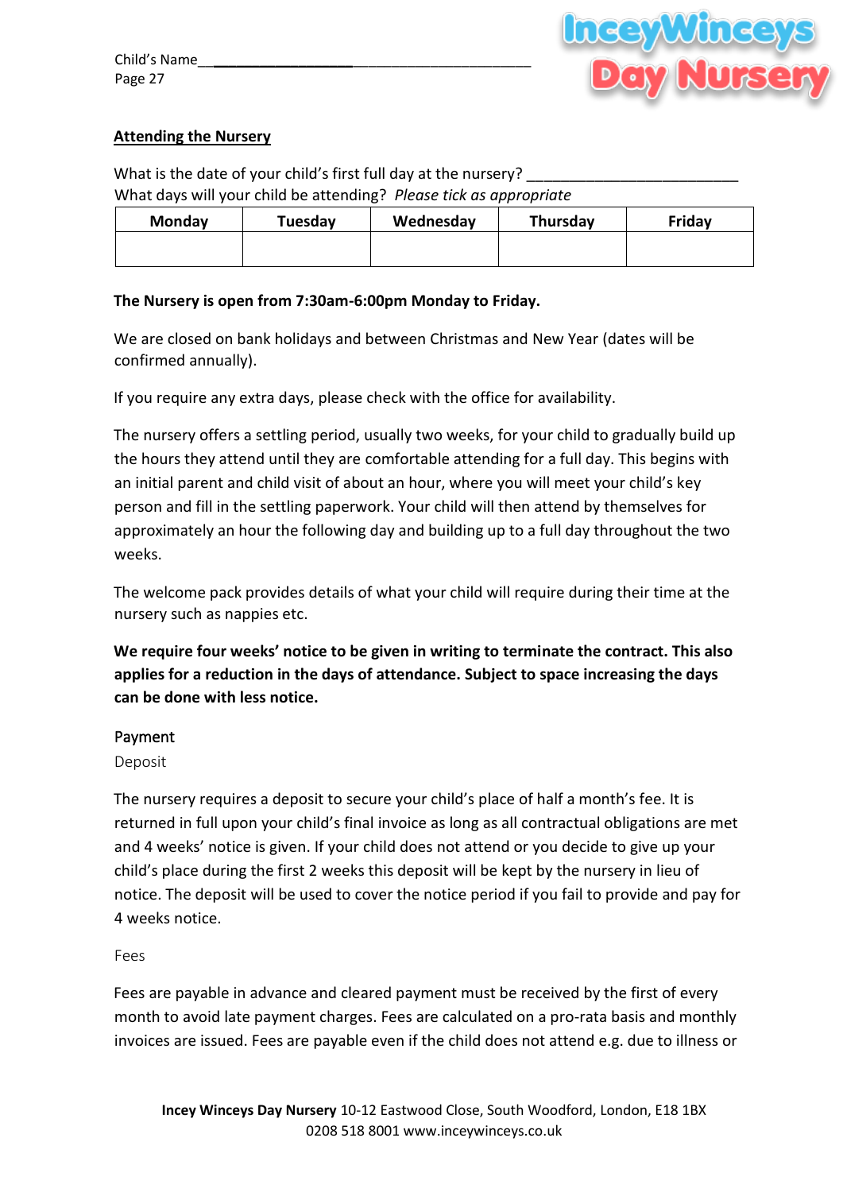Child's Name________________________________________________

## Attending the Nursery

What is the date of your child's first full day at the nursery? _________________________

What days will your child be attending? *Please tick as appropriate*

| Monday | Tuesday | Wednesday | Thursday | Friday |
|---|---|---|---|---|
| | | | | |

**The Nursery is open from 7:30am-6:00pm Monday to Friday.**

We are closed on bank holidays and between Christmas and New Year (dates will be confirmed annually).

If you require any extra days, please check with the office for availability.

The nursery offers a settling period, usually two weeks, for your child to gradually build up the hours they attend until they are comfortable attending for a full day. This begins with an initial parent and child visit of about an hour, where you will meet your child's key person and fill in the settling paperwork. Your child will then attend by themselves for approximately an hour the following day and building up to a full day throughout the two weeks.

The welcome pack provides details of what your child will require during their time at the nursery such as nappies etc.

**We require four weeks' notice to be given in writing to terminate the contract. This also applies for a reduction in the days of attendance. Subject to space increasing the days can be done with less notice.**

### Payment

#### Deposit

The nursery requires a deposit to secure your child's place of half a month's fee. It is returned in full upon your child's final invoice as long as all contractual obligations are met and 4 weeks' notice is given. If your child does not attend or you decide to give up your child's place during the first 2 weeks this deposit will be kept by the nursery in lieu of notice. The deposit will be used to cover the notice period if you fail to provide and pay for 4 weeks notice.

#### Fees

Fees are payable in advance and cleared payment must be received by the first of every month to avoid late payment charges. Fees are calculated on a pro-rata basis and monthly invoices are issued. Fees are payable even if the child does not attend e.g. due to illness or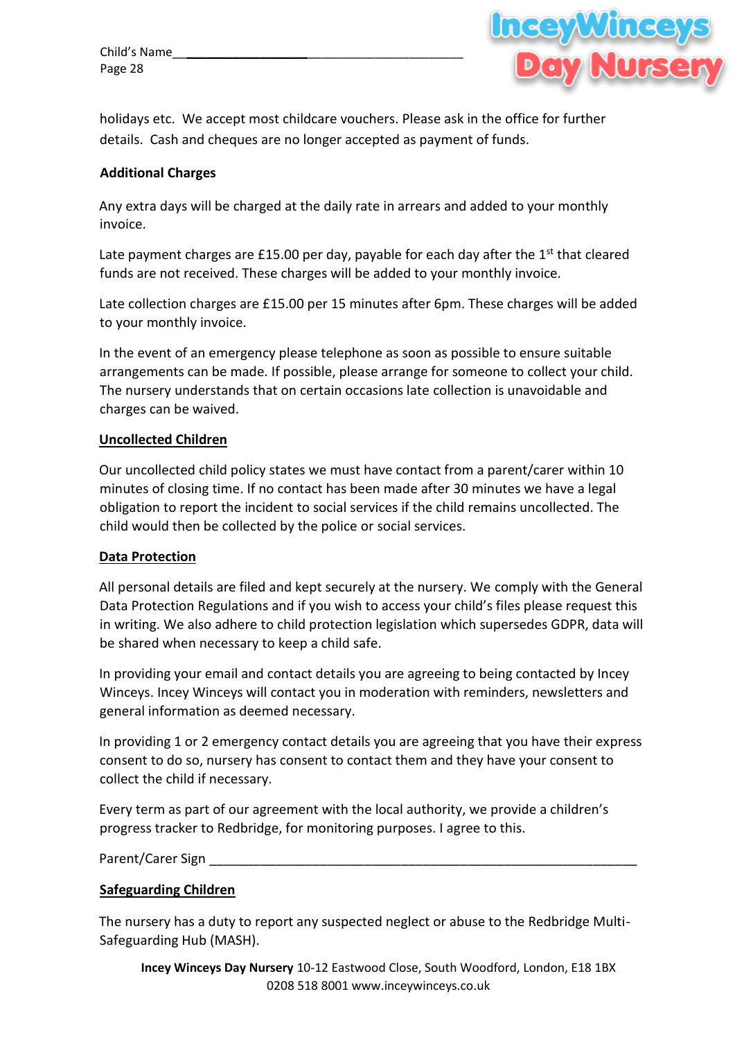holidays etc. We accept most childcare vouchers. Please ask in the office for further details. Cash and cheques are no longer accepted as payment of funds.

**Additional Charges**

Any extra days will be charged at the daily rate in arrears and added to your monthly invoice.

Late payment charges are £15.00 per day, payable for each day after the 1st that cleared funds are not received. These charges will be added to your monthly invoice.

Late collection charges are £15.00 per 15 minutes after 6pm. These charges will be added to your monthly invoice.

In the event of an emergency please telephone as soon as possible to ensure suitable arrangements can be made. If possible, please arrange for someone to collect your child. The nursery understands that on certain occasions late collection is unavoidable and charges can be waived.

**Uncollected Children**

Our uncollected child policy states we must have contact from a parent/carer within 10 minutes of closing time. If no contact has been made after 30 minutes we have a legal obligation to report the incident to social services if the child remains uncollected. The child would then be collected by the police or social services.

**Data Protection**

All personal details are filed and kept securely at the nursery. We comply with the General Data Protection Regulations and if you wish to access your child's files please request this in writing. We also adhere to child protection legislation which supersedes GDPR, data will be shared when necessary to keep a child safe.

In providing your email and contact details you are agreeing to being contacted by Incey Winceys. Incey Winceys will contact you in moderation with reminders, newsletters and general information as deemed necessary.

In providing 1 or 2 emergency contact details you are agreeing that you have their express consent to do so, nursery has consent to contact them and they have your consent to collect the child if necessary.

Every term as part of our agreement with the local authority, we provide a children's progress tracker to Redbridge, for monitoring purposes. I agree to this.

Parent/Carer Sign ____________________________________________________________

**Safeguarding Children**

The nursery has a duty to report any suspected neglect or abuse to the Redbridge Multi-Safeguarding Hub (MASH).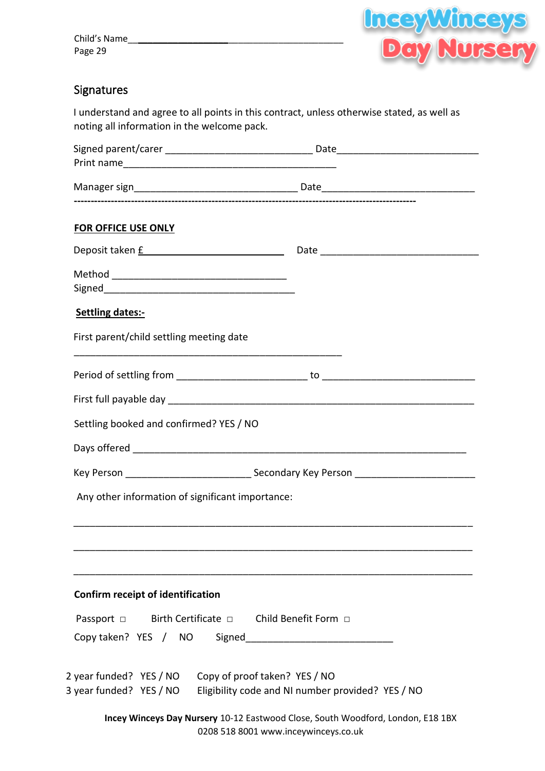Child's Name________________________________________

## Signatures

I understand and agree to all points in this contract, unless otherwise stated, as well as noting all information in the welcome pack.

Signed parent/carer ___________________________ Date__________________________

Print name_______________________________________

Manager sign______________________________ Date____________________________

---

**FOR OFFICE USE ONLY**

Deposit taken £_________________________ Date _____________________________

Method ________________________________

Signed___________________________________

**Settling dates:-**

First parent/child settling meeting date

_________________________________________________

Period of settling from ________________________ to ____________________________

First full payable day _______________________________________________________

Settling booked and confirmed? YES / NO

Days offered _____________________________________________________________

Key Person _______________________ Secondary Key Person _____________________

Any other information of significant importance:

_________________________________________________________________________

_________________________________________________________________________

_________________________________________________________________________

**Confirm receipt of identification**

Passport □ Birth Certificate □ Child Benefit Form □

Copy taken? YES / NO Signed___________________________

2 year funded? YES / NO Copy of proof taken? YES / NO

3 year funded? YES / NO Eligibility code and NI number provided? YES / NO

**Incey Winceys Day Nursery** 10-12 Eastwood Close, South Woodford, London, E18 1BX
0208 518 8001 www.inceywinceys.co.uk